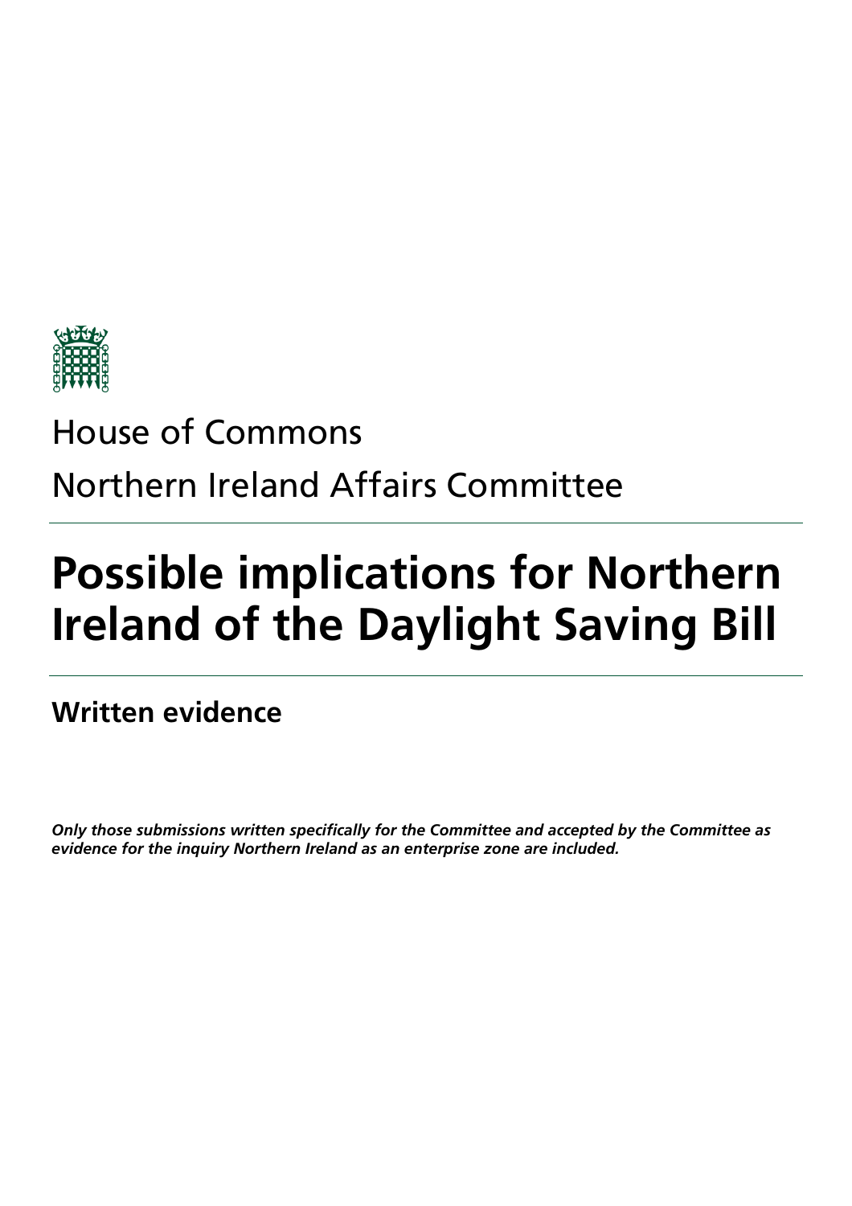House of Commons

Northern Ireland Affairs Committee

# Possible implications for Northern Ireland of the Daylight Saving Bill

## Written evidence

***Only those submissions written specifically for the Committee and accepted by the Committee as evidence for the inquiry Northern Ireland as an enterprise zone are included.***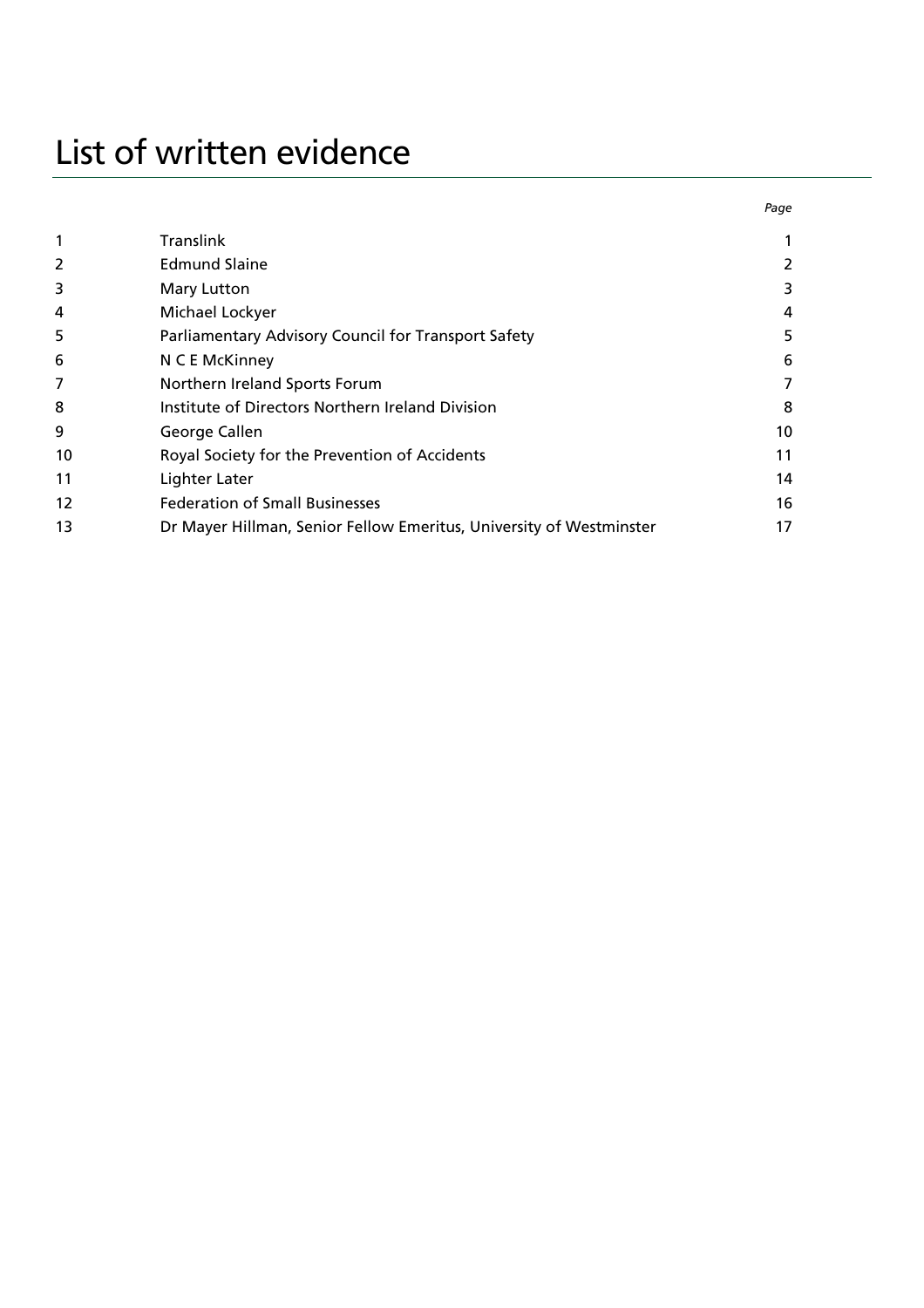# List of written evidence

| | | Page |
|---|---|---|
| 1 | Translink | 1 |
| 2 | Edmund Slaine | 2 |
| 3 | Mary Lutton | 3 |
| 4 | Michael Lockyer | 4 |
| 5 | Parliamentary Advisory Council for Transport Safety | 5 |
| 6 | N C E McKinney | 6 |
| 7 | Northern Ireland Sports Forum | 7 |
| 8 | Institute of Directors Northern Ireland Division | 8 |
| 9 | George Callen | 10 |
| 10 | Royal Society for the Prevention of Accidents | 11 |
| 11 | Lighter Later | 14 |
| 12 | Federation of Small Businesses | 16 |
| 13 | Dr Mayer Hillman, Senior Fellow Emeritus, University of Westminster | 17 |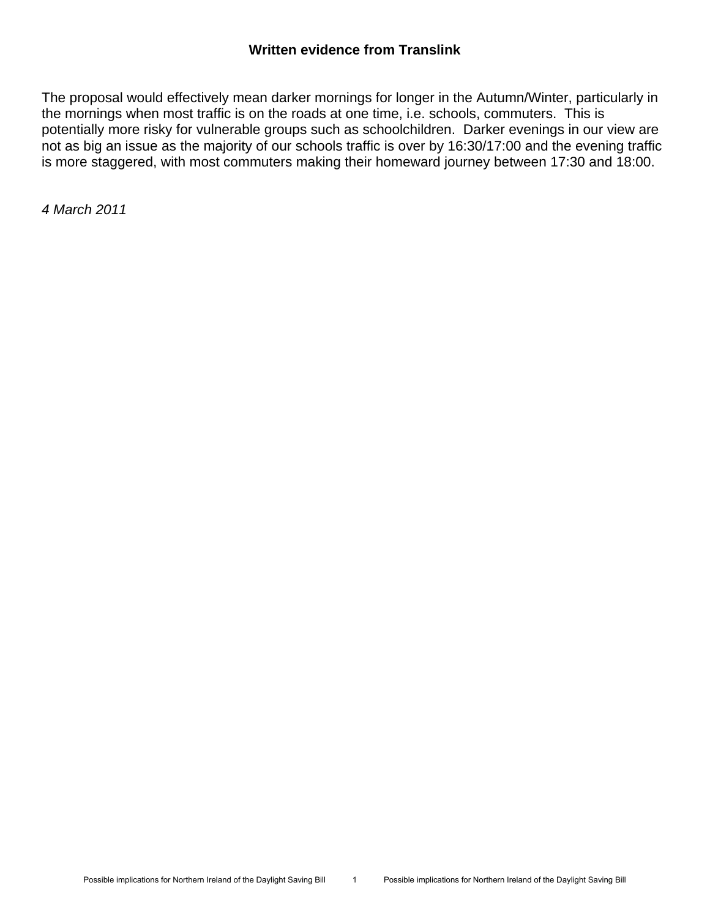## Written evidence from Translink

The proposal would effectively mean darker mornings for longer in the Autumn/Winter, particularly in the mornings when most traffic is on the roads at one time, i.e. schools, commuters. This is potentially more risky for vulnerable groups such as schoolchildren. Darker evenings in our view are not as big an issue as the majority of our schools traffic is over by 16:30/17:00 and the evening traffic is more staggered, with most commuters making their homeward journey between 17:30 and 18:00.

*4 March 2011*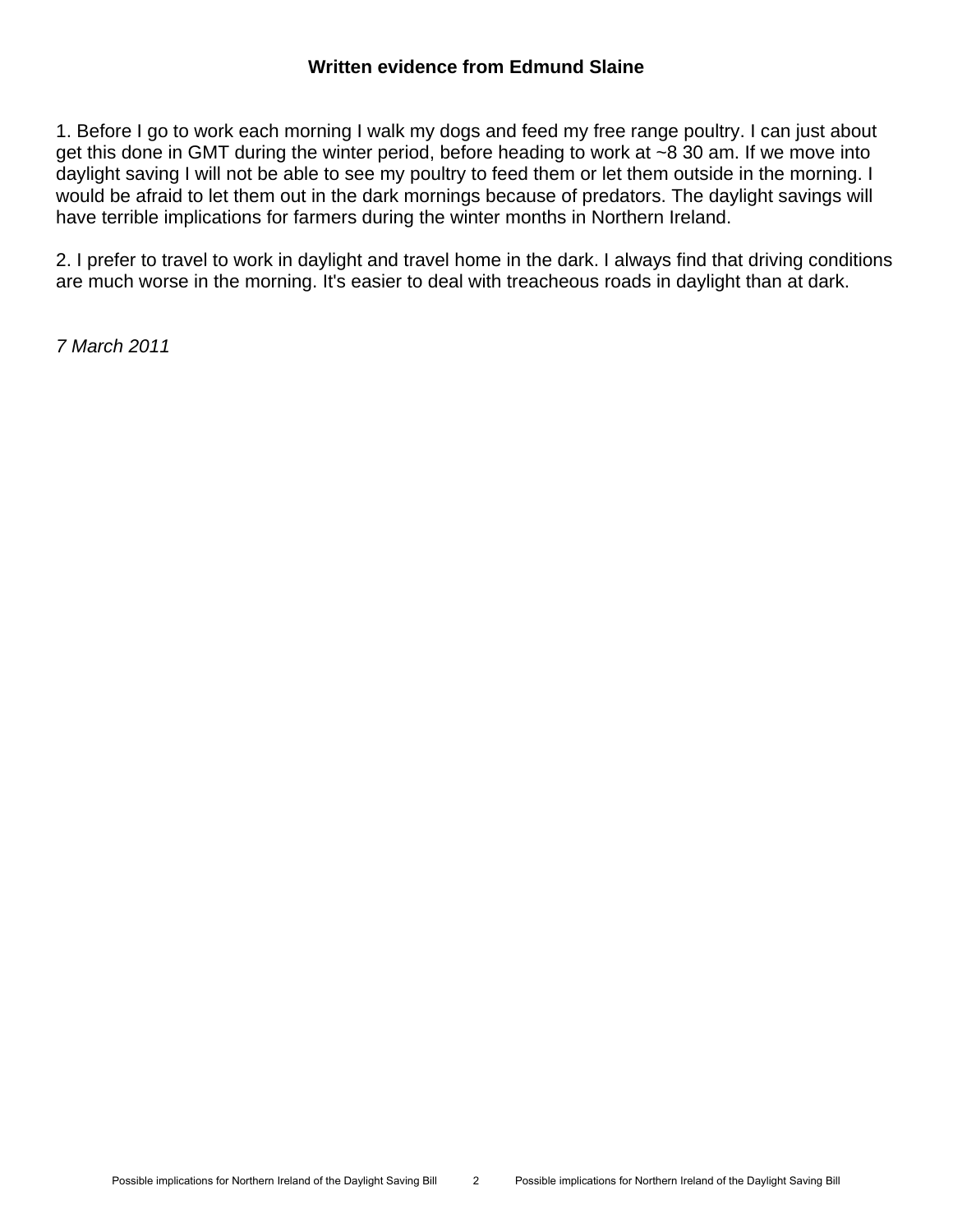## Written evidence from Edmund Slaine

1. Before I go to work each morning I walk my dogs and feed my free range poultry. I can just about get this done in GMT during the winter period, before heading to work at ~8 30 am. If we move into daylight saving I will not be able to see my poultry to feed them or let them outside in the morning. I would be afraid to let them out in the dark mornings because of predators. The daylight savings will have terrible implications for farmers during the winter months in Northern Ireland.

2. I prefer to travel to work in daylight and travel home in the dark. I always find that driving conditions are much worse in the morning. It's easier to deal with treacheous roads in daylight than at dark.

*7 March 2011*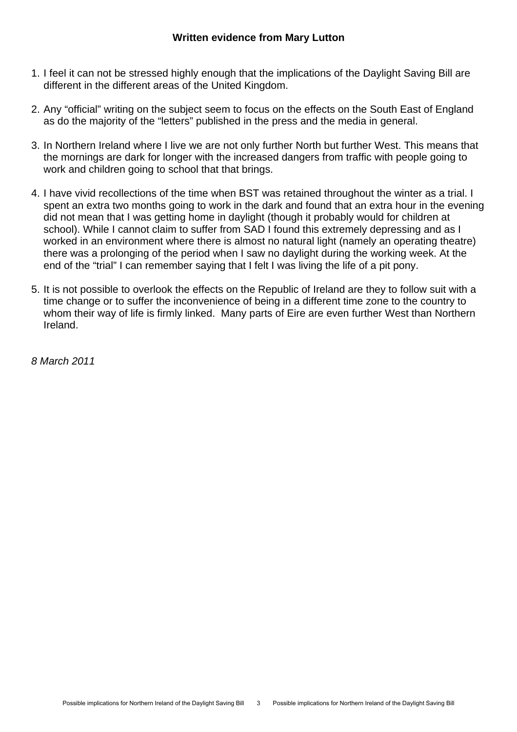### Written evidence from Mary Lutton

1. I feel it can not be stressed highly enough that the implications of the Daylight Saving Bill are different in the different areas of the United Kingdom.

2. Any "official" writing on the subject seem to focus on the effects on the South East of England as do the majority of the "letters" published in the press and the media in general.

3. In Northern Ireland where I live we are not only further North but further West. This means that the mornings are dark for longer with the increased dangers from traffic with people going to work and children going to school that that brings.

4. I have vivid recollections of the time when BST was retained throughout the winter as a trial. I spent an extra two months going to work in the dark and found that an extra hour in the evening did not mean that I was getting home in daylight (though it probably would for children at school). While I cannot claim to suffer from SAD I found this extremely depressing and as I worked in an environment where there is almost no natural light (namely an operating theatre) there was a prolonging of the period when I saw no daylight during the working week. At the end of the "trial" I can remember saying that I felt I was living the life of a pit pony.

5. It is not possible to overlook the effects on the Republic of Ireland are they to follow suit with a time change or to suffer the inconvenience of being in a different time zone to the country to whom their way of life is firmly linked. Many parts of Eire are even further West than Northern Ireland.

*8 March 2011*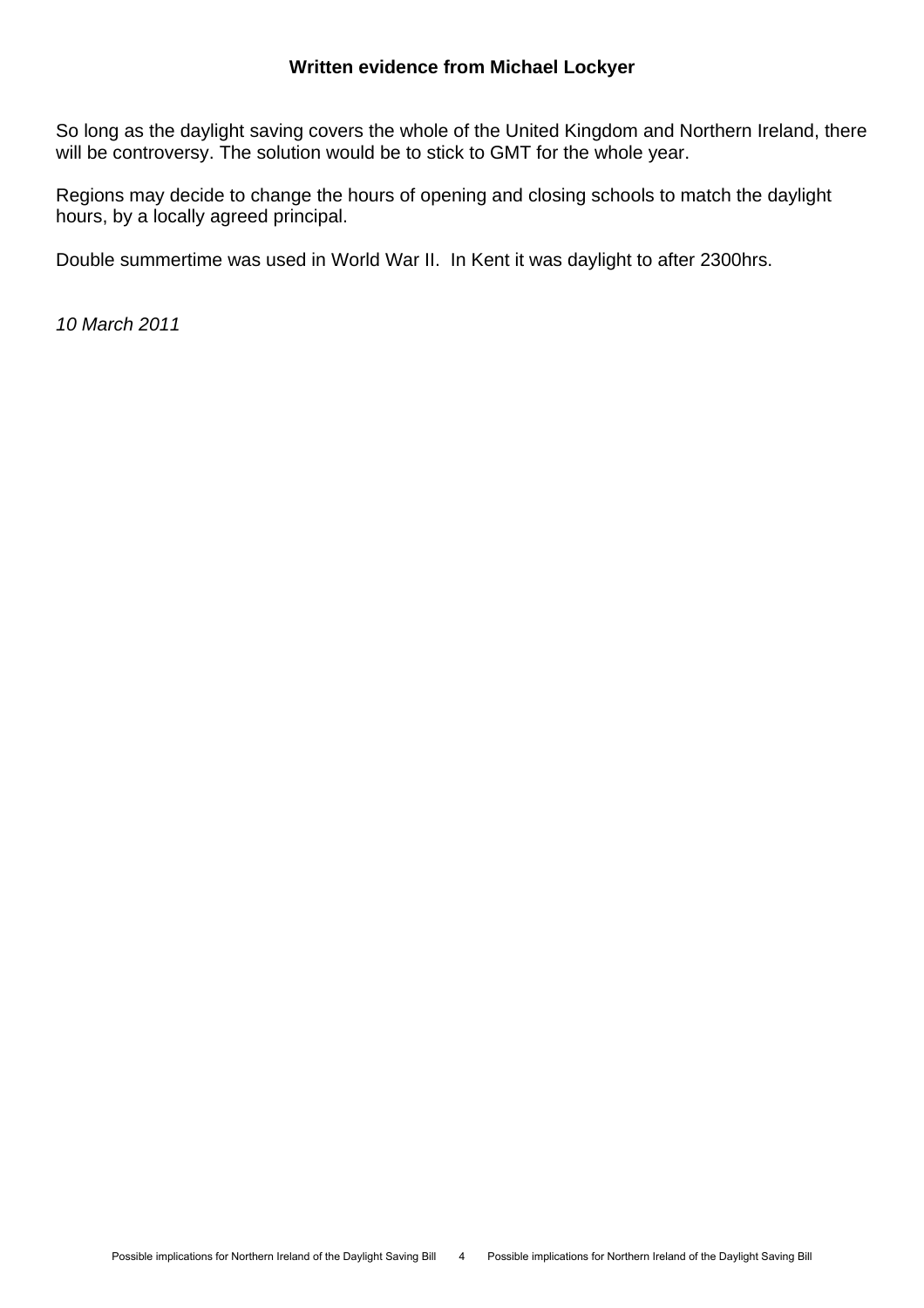## Written evidence from Michael Lockyer

So long as the daylight saving covers the whole of the United Kingdom and Northern Ireland, there will be controversy. The solution would be to stick to GMT for the whole year.

Regions may decide to change the hours of opening and closing schools to match the daylight hours, by a locally agreed principal.

Double summertime was used in World War II. In Kent it was daylight to after 2300hrs.

*10 March 2011*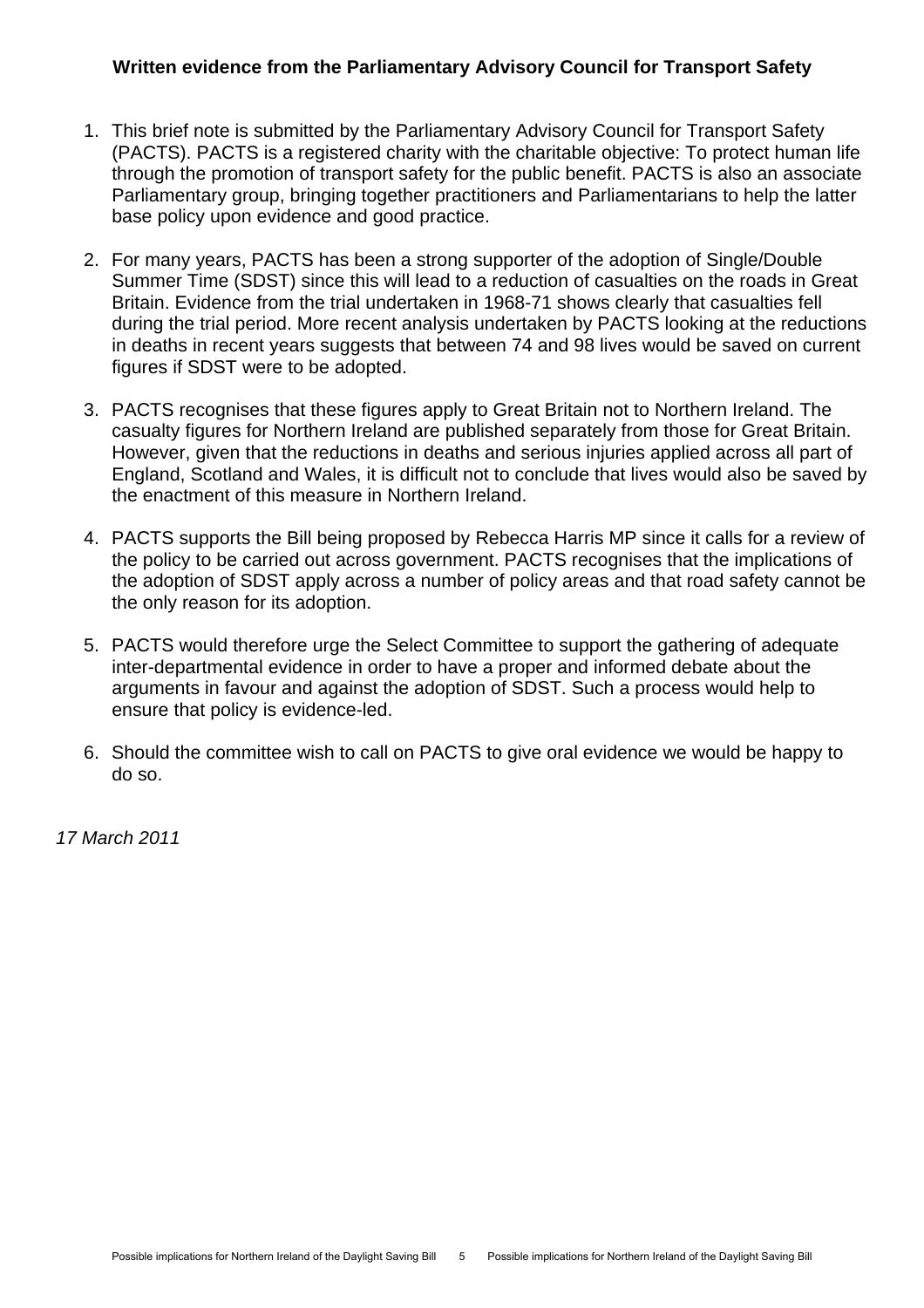**Written evidence from the Parliamentary Advisory Council for Transport Safety**

1. This brief note is submitted by the Parliamentary Advisory Council for Transport Safety (PACTS). PACTS is a registered charity with the charitable objective: To protect human life through the promotion of transport safety for the public benefit. PACTS is also an associate Parliamentary group, bringing together practitioners and Parliamentarians to help the latter base policy upon evidence and good practice.

2. For many years, PACTS has been a strong supporter of the adoption of Single/Double Summer Time (SDST) since this will lead to a reduction of casualties on the roads in Great Britain. Evidence from the trial undertaken in 1968-71 shows clearly that casualties fell during the trial period. More recent analysis undertaken by PACTS looking at the reductions in deaths in recent years suggests that between 74 and 98 lives would be saved on current figures if SDST were to be adopted.

3. PACTS recognises that these figures apply to Great Britain not to Northern Ireland. The casualty figures for Northern Ireland are published separately from those for Great Britain. However, given that the reductions in deaths and serious injuries applied across all part of England, Scotland and Wales, it is difficult not to conclude that lives would also be saved by the enactment of this measure in Northern Ireland.

4. PACTS supports the Bill being proposed by Rebecca Harris MP since it calls for a review of the policy to be carried out across government. PACTS recognises that the implications of the adoption of SDST apply across a number of policy areas and that road safety cannot be the only reason for its adoption.

5. PACTS would therefore urge the Select Committee to support the gathering of adequate inter-departmental evidence in order to have a proper and informed debate about the arguments in favour and against the adoption of SDST. Such a process would help to ensure that policy is evidence-led.

6. Should the committee wish to call on PACTS to give oral evidence we would be happy to do so.

*17 March 2011*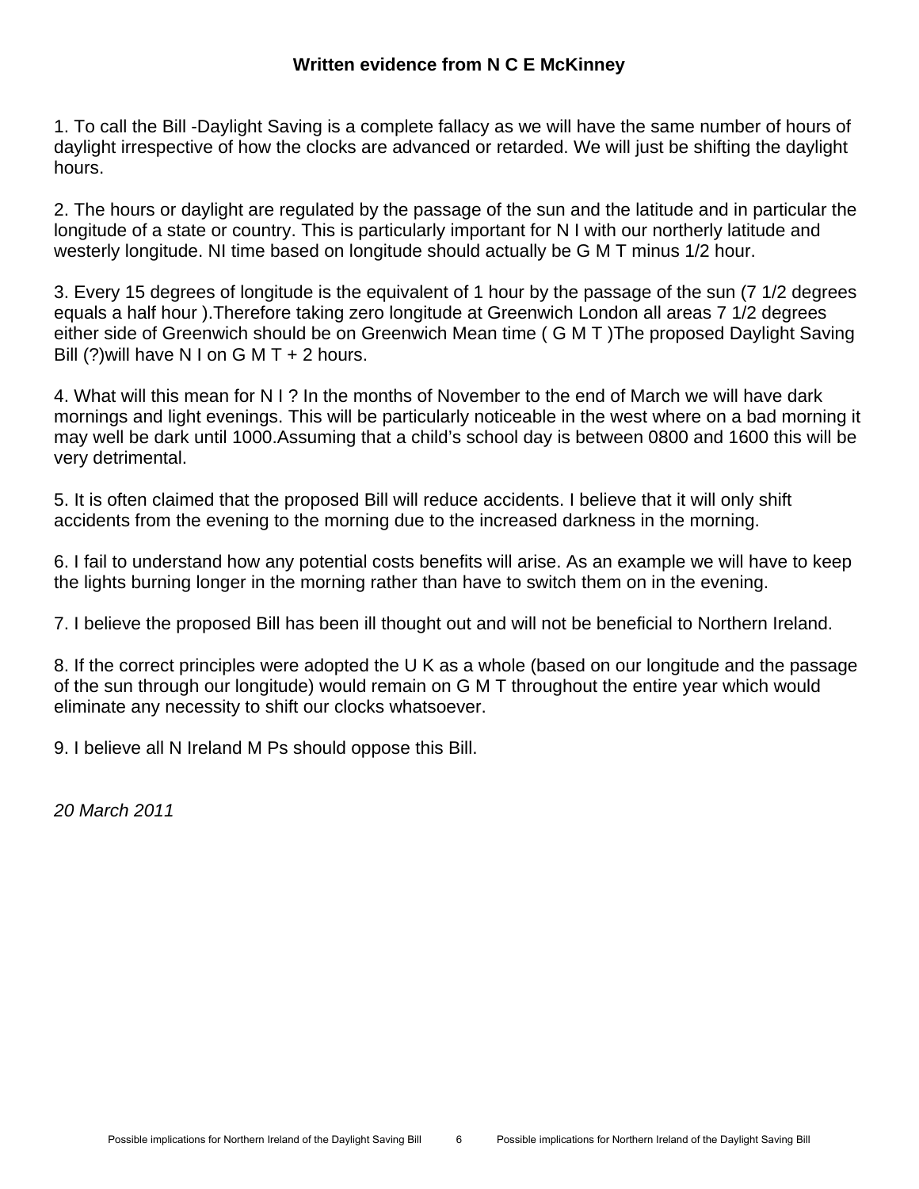**Written evidence from N C E McKinney**

1. To call the Bill -Daylight Saving is a complete fallacy as we will have the same number of hours of daylight irrespective of how the clocks are advanced or retarded. We will just be shifting the daylight hours.

2. The hours or daylight are regulated by the passage of the sun and the latitude and in particular the longitude of a state or country. This is particularly important for N I with our northerly latitude and westerly longitude. NI time based on longitude should actually be G M T minus 1/2 hour.

3. Every 15 degrees of longitude is the equivalent of 1 hour by the passage of the sun (7 1/2 degrees equals a half hour ).Therefore taking zero longitude at Greenwich London all areas 7 1/2 degrees either side of Greenwich should be on Greenwich Mean time ( G M T )The proposed Daylight Saving Bill (?)will have N I on G M T + 2 hours.

4. What will this mean for N I ? In the months of November to the end of March we will have dark mornings and light evenings. This will be particularly noticeable in the west where on a bad morning it may well be dark until 1000.Assuming that a child's school day is between 0800 and 1600 this will be very detrimental.

5. It is often claimed that the proposed Bill will reduce accidents. I believe that it will only shift accidents from the evening to the morning due to the increased darkness in the morning.

6. I fail to understand how any potential costs benefits will arise. As an example we will have to keep the lights burning longer in the morning rather than have to switch them on in the evening.

7. I believe the proposed Bill has been ill thought out and will not be beneficial to Northern Ireland.

8. If the correct principles were adopted the U K as a whole (based on our longitude and the passage of the sun through our longitude) would remain on G M T throughout the entire year which would eliminate any necessity to shift our clocks whatsoever.

9. I believe all N Ireland M Ps should oppose this Bill.

*20 March 2011*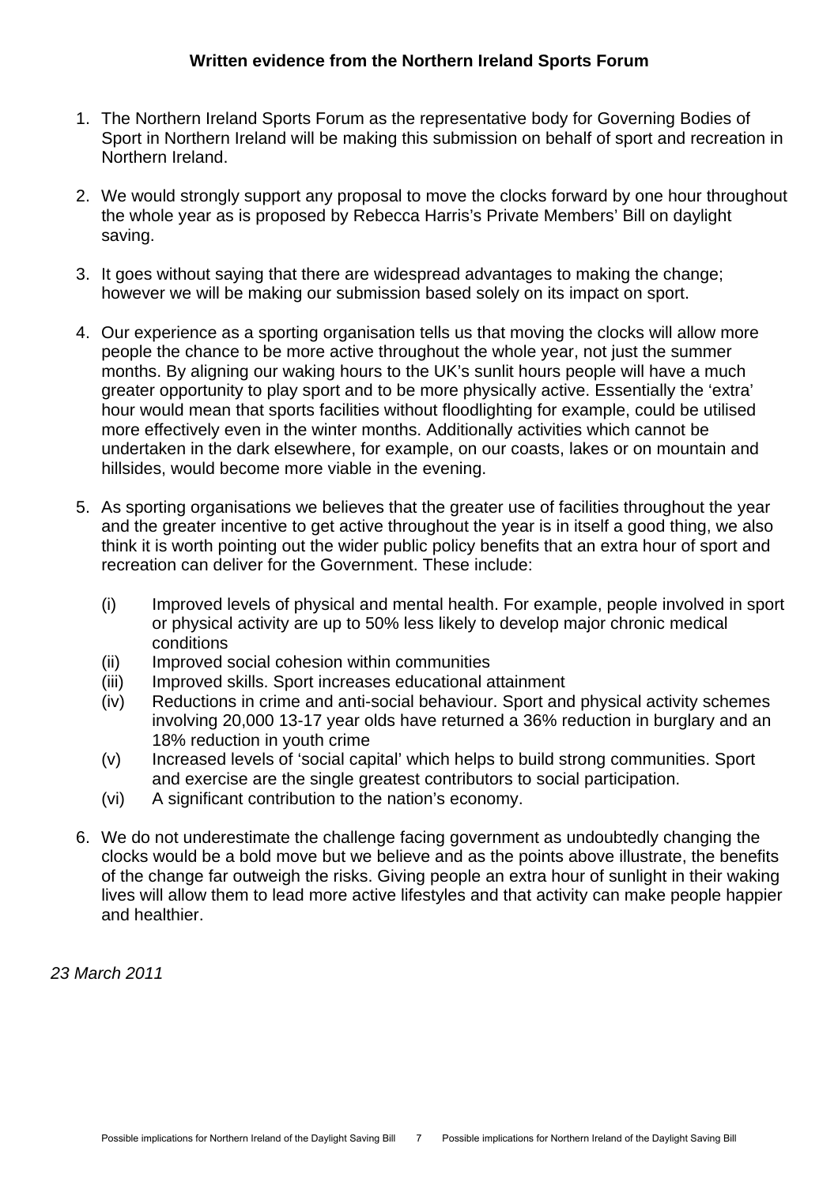**Written evidence from the Northern Ireland Sports Forum**

1. The Northern Ireland Sports Forum as the representative body for Governing Bodies of Sport in Northern Ireland will be making this submission on behalf of sport and recreation in Northern Ireland.

2. We would strongly support any proposal to move the clocks forward by one hour throughout the whole year as is proposed by Rebecca Harris's Private Members' Bill on daylight saving.

3. It goes without saying that there are widespread advantages to making the change; however we will be making our submission based solely on its impact on sport.

4. Our experience as a sporting organisation tells us that moving the clocks will allow more people the chance to be more active throughout the whole year, not just the summer months. By aligning our waking hours to the UK's sunlit hours people will have a much greater opportunity to play sport and to be more physically active. Essentially the 'extra' hour would mean that sports facilities without floodlighting for example, could be utilised more effectively even in the winter months. Additionally activities which cannot be undertaken in the dark elsewhere, for example, on our coasts, lakes or on mountain and hillsides, would become more viable in the evening.

5. As sporting organisations we believes that the greater use of facilities throughout the year and the greater incentive to get active throughout the year is in itself a good thing, we also think it is worth pointing out the wider public policy benefits that an extra hour of sport and recreation can deliver for the Government. These include:

   (i) Improved levels of physical and mental health. For example, people involved in sport or physical activity are up to 50% less likely to develop major chronic medical conditions
   (ii) Improved social cohesion within communities
   (iii) Improved skills. Sport increases educational attainment
   (iv) Reductions in crime and anti-social behaviour. Sport and physical activity schemes involving 20,000 13-17 year olds have returned a 36% reduction in burglary and an 18% reduction in youth crime
   (v) Increased levels of 'social capital' which helps to build strong communities. Sport and exercise are the single greatest contributors to social participation.
   (vi) A significant contribution to the nation's economy.

6. We do not underestimate the challenge facing government as undoubtedly changing the clocks would be a bold move but we believe and as the points above illustrate, the benefits of the change far outweigh the risks. Giving people an extra hour of sunlight in their waking lives will allow them to lead more active lifestyles and that activity can make people happier and healthier.

*23 March 2011*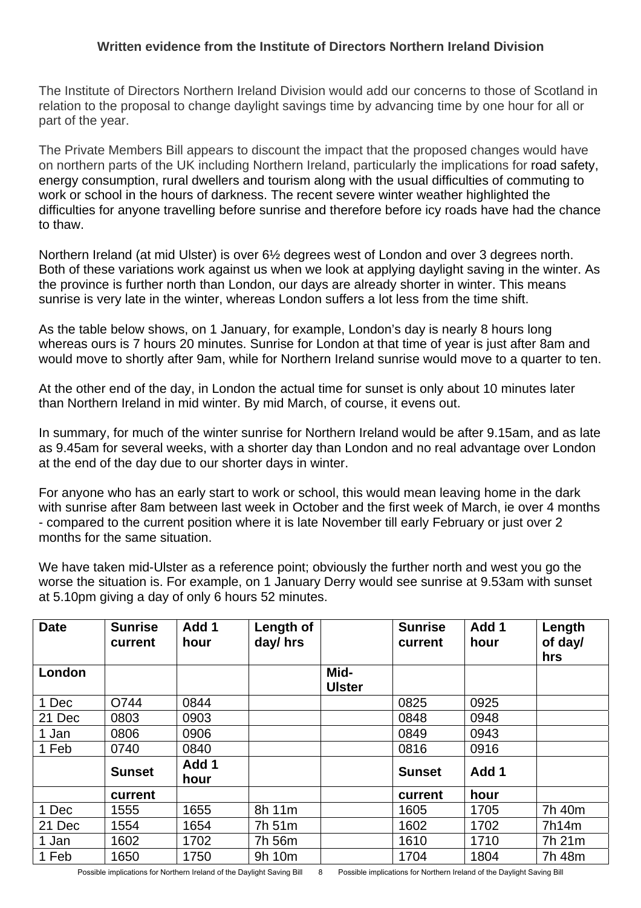**Written evidence from the Institute of Directors Northern Ireland Division**

The Institute of Directors Northern Ireland Division would add our concerns to those of Scotland in relation to the proposal to change daylight savings time by advancing time by one hour for all or part of the year.

The Private Members Bill appears to discount the impact that the proposed changes would have on northern parts of the UK including Northern Ireland, particularly the implications for road safety, energy consumption, rural dwellers and tourism along with the usual difficulties of commuting to work or school in the hours of darkness. The recent severe winter weather highlighted the difficulties for anyone travelling before sunrise and therefore before icy roads have had the chance to thaw.

Northern Ireland (at mid Ulster) is over 6½ degrees west of London and over 3 degrees north. Both of these variations work against us when we look at applying daylight saving in the winter. As the province is further north than London, our days are already shorter in winter. This means sunrise is very late in the winter, whereas London suffers a lot less from the time shift.

As the table below shows, on 1 January, for example, London's day is nearly 8 hours long whereas ours is 7 hours 20 minutes. Sunrise for London at that time of year is just after 8am and would move to shortly after 9am, while for Northern Ireland sunrise would move to a quarter to ten.

At the other end of the day, in London the actual time for sunset is only about 10 minutes later than Northern Ireland in mid winter. By mid March, of course, it evens out.

In summary, for much of the winter sunrise for Northern Ireland would be after 9.15am, and as late as 9.45am for several weeks, with a shorter day than London and no real advantage over London at the end of the day due to our shorter days in winter.

For anyone who has an early start to work or school, this would mean leaving home in the dark with sunrise after 8am between last week in October and the first week of March, ie over 4 months - compared to the current position where it is late November till early February or just over 2 months for the same situation.

We have taken mid-Ulster as a reference point; obviously the further north and west you go the worse the situation is. For example, on 1 January Derry would see sunrise at 9.53am with sunset at 5.10pm giving a day of only 6 hours 52 minutes.

| Date | Sunrise current | Add 1 hour | Length of day/ hrs | | Sunrise current | Add 1 hour | Length of day/ hrs |
|---|---|---|---|---|---|---|---|
| **London** | | | | **Mid-Ulster** | | | |
| 1 Dec | O744 | 0844 | | | 0825 | 0925 | |
| 21 Dec | 0803 | 0903 | | | 0848 | 0948 | |
| 1 Jan | 0806 | 0906 | | | 0849 | 0943 | |
| 1 Feb | 0740 | 0840 | | | 0816 | 0916 | |
| | **Sunset** | **Add 1 hour** | | | **Sunset** | **Add 1** | |
| | **current** | | | | **current** | **hour** | |
| 1 Dec | 1555 | 1655 | 8h 11m | | 1605 | 1705 | 7h 40m |
| 21 Dec | 1554 | 1654 | 7h 51m | | 1602 | 1702 | 7h14m |
| 1 Jan | 1602 | 1702 | 7h 56m | | 1610 | 1710 | 7h 21m |
| 1 Feb | 1650 | 1750 | 9h 10m | | 1704 | 1804 | 7h 48m |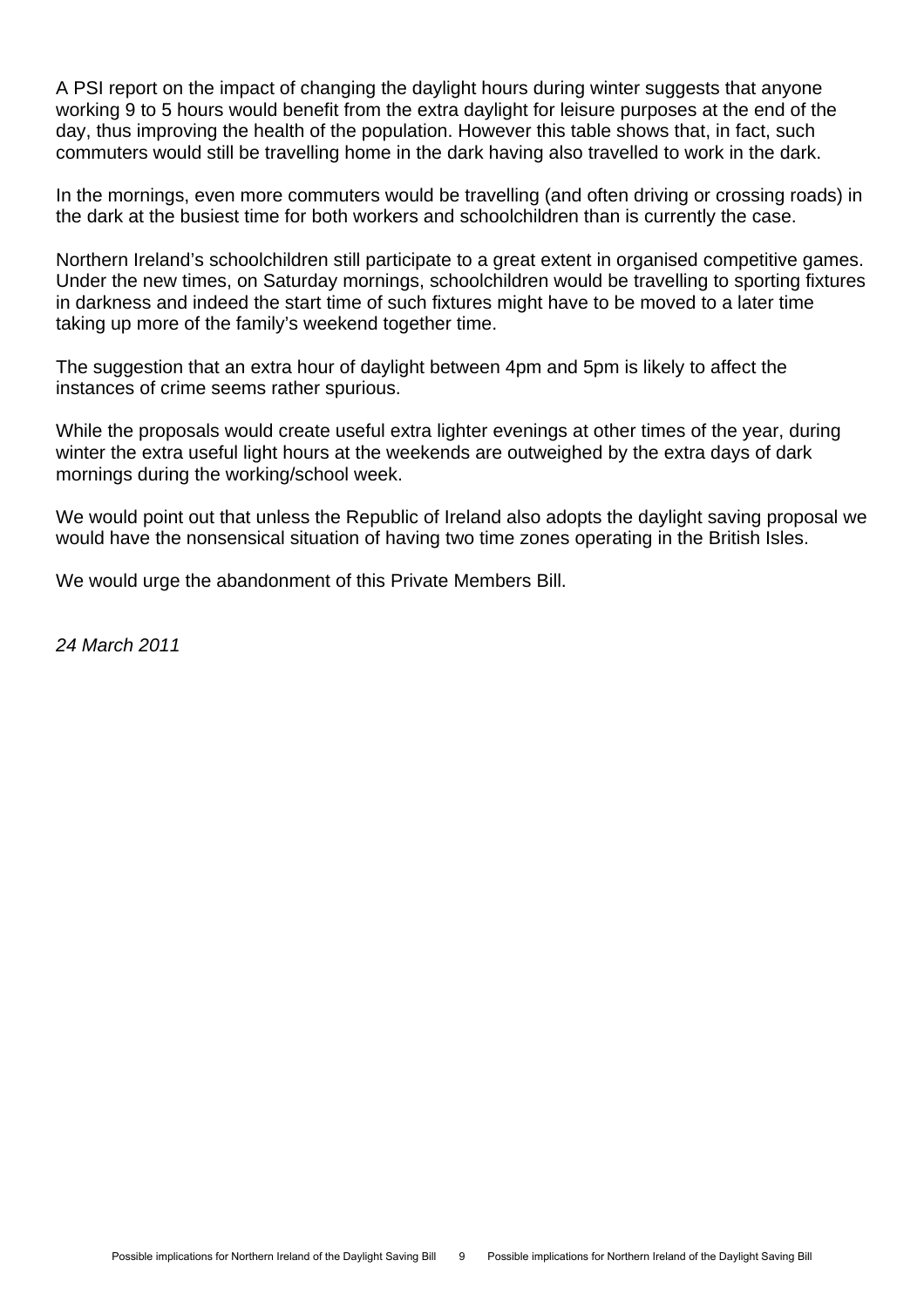A PSI report on the impact of changing the daylight hours during winter suggests that anyone working 9 to 5 hours would benefit from the extra daylight for leisure purposes at the end of the day, thus improving the health of the population. However this table shows that, in fact, such commuters would still be travelling home in the dark having also travelled to work in the dark.

In the mornings, even more commuters would be travelling (and often driving or crossing roads) in the dark at the busiest time for both workers and schoolchildren than is currently the case.

Northern Ireland's schoolchildren still participate to a great extent in organised competitive games. Under the new times, on Saturday mornings, schoolchildren would be travelling to sporting fixtures in darkness and indeed the start time of such fixtures might have to be moved to a later time taking up more of the family's weekend together time.

The suggestion that an extra hour of daylight between 4pm and 5pm is likely to affect the instances of crime seems rather spurious.

While the proposals would create useful extra lighter evenings at other times of the year, during winter the extra useful light hours at the weekends are outweighed by the extra days of dark mornings during the working/school week.

We would point out that unless the Republic of Ireland also adopts the daylight saving proposal we would have the nonsensical situation of having two time zones operating in the British Isles.

We would urge the abandonment of this Private Members Bill.

*24 March 2011*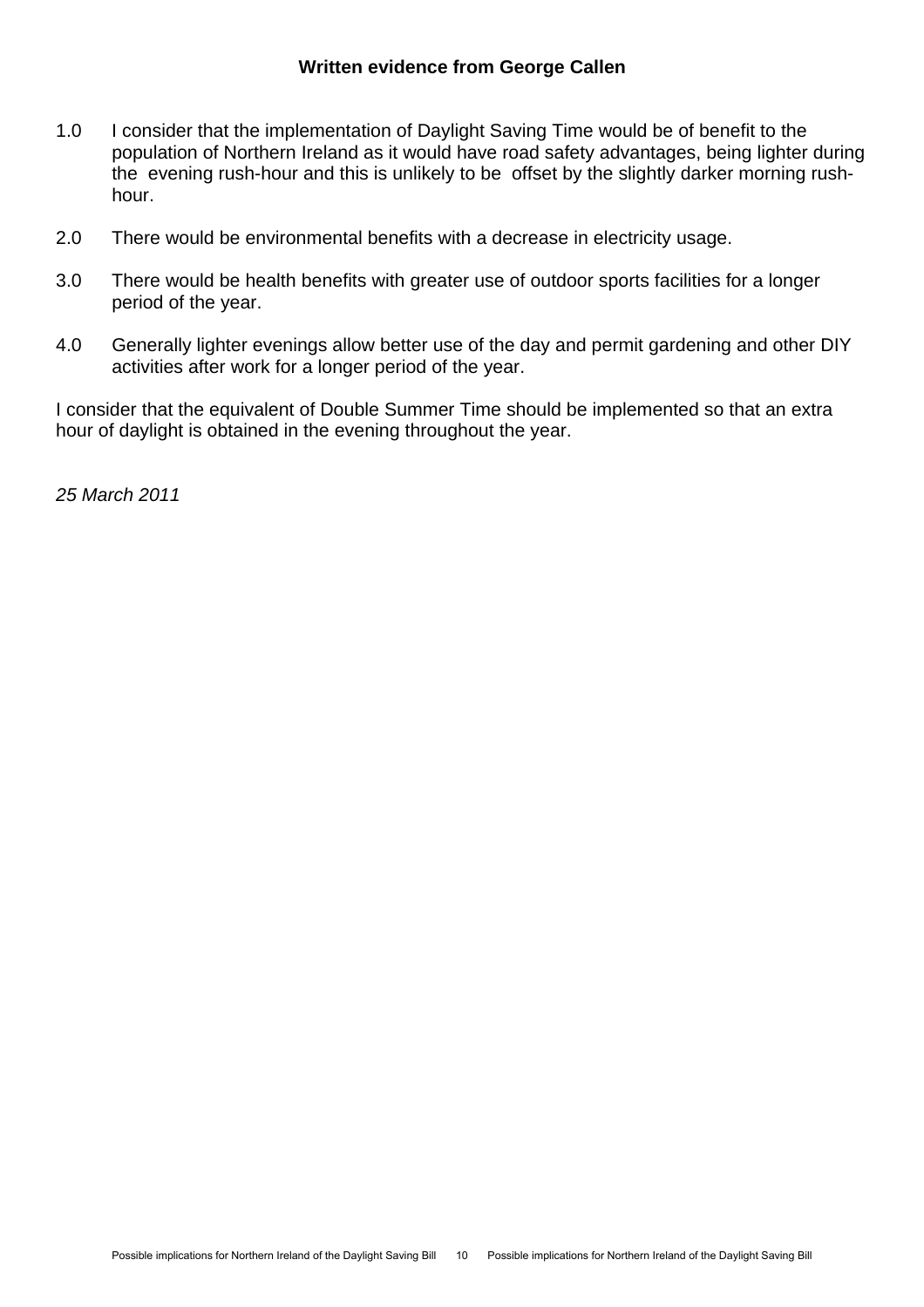### Written evidence from George Callen

1.0 I consider that the implementation of Daylight Saving Time would be of benefit to the population of Northern Ireland as it would have road safety advantages, being lighter during the evening rush-hour and this is unlikely to be offset by the slightly darker morning rush-hour.

2.0 There would be environmental benefits with a decrease in electricity usage.

3.0 There would be health benefits with greater use of outdoor sports facilities for a longer period of the year.

4.0 Generally lighter evenings allow better use of the day and permit gardening and other DIY activities after work for a longer period of the year.

I consider that the equivalent of Double Summer Time should be implemented so that an extra hour of daylight is obtained in the evening throughout the year.

*25 March 2011*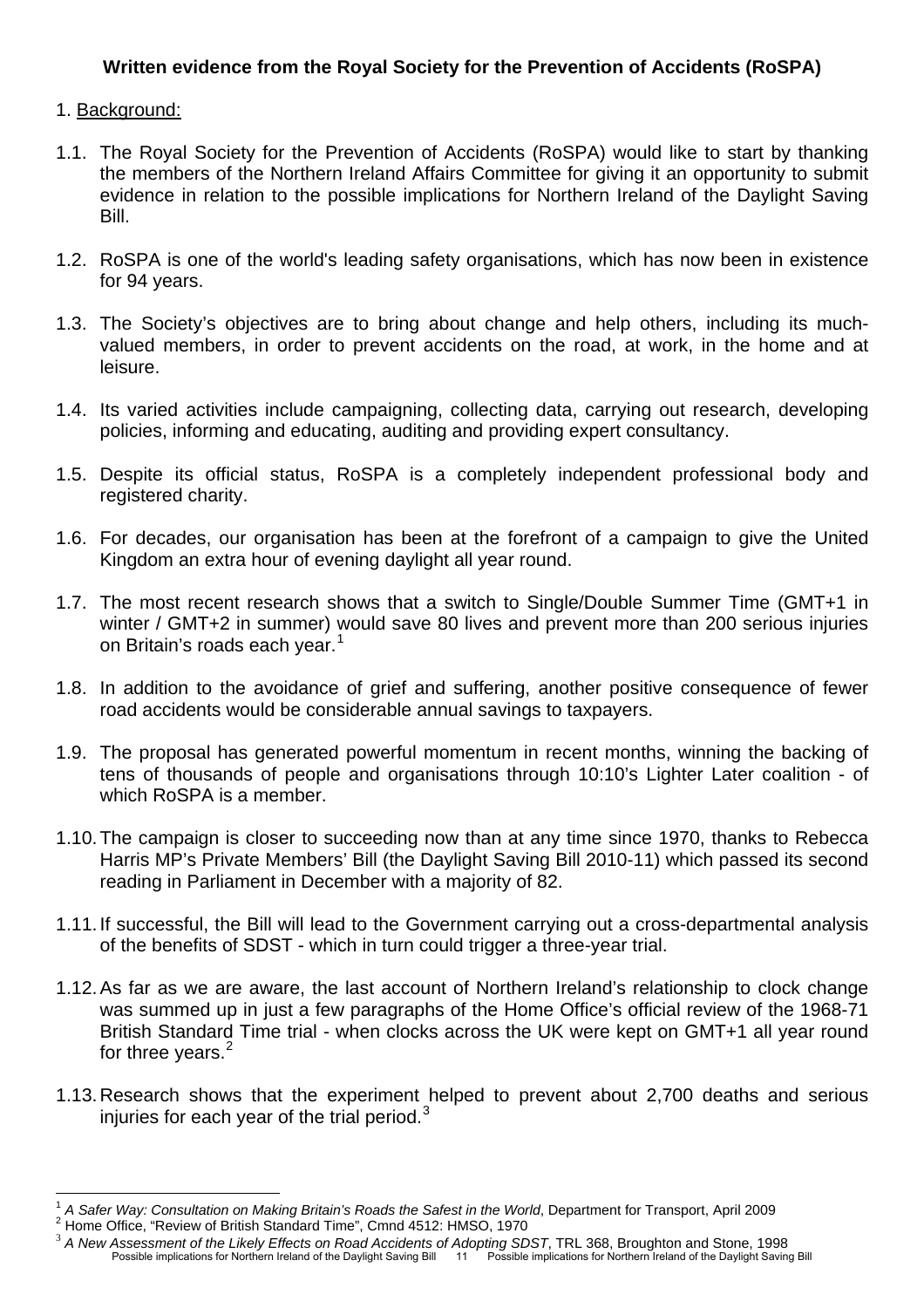**Written evidence from the Royal Society for the Prevention of Accidents (RoSPA)**

1. Background:

1.1. The Royal Society for the Prevention of Accidents (RoSPA) would like to start by thanking the members of the Northern Ireland Affairs Committee for giving it an opportunity to submit evidence in relation to the possible implications for Northern Ireland of the Daylight Saving Bill.

1.2. RoSPA is one of the world's leading safety organisations, which has now been in existence for 94 years.

1.3. The Society's objectives are to bring about change and help others, including its much-valued members, in order to prevent accidents on the road, at work, in the home and at leisure.

1.4. Its varied activities include campaigning, collecting data, carrying out research, developing policies, informing and educating, auditing and providing expert consultancy.

1.5. Despite its official status, RoSPA is a completely independent professional body and registered charity.

1.6. For decades, our organisation has been at the forefront of a campaign to give the United Kingdom an extra hour of evening daylight all year round.

1.7. The most recent research shows that a switch to Single/Double Summer Time (GMT+1 in winter / GMT+2 in summer) would save 80 lives and prevent more than 200 serious injuries on Britain's roads each year.[1]

1.8. In addition to the avoidance of grief and suffering, another positive consequence of fewer road accidents would be considerable annual savings to taxpayers.

1.9. The proposal has generated powerful momentum in recent months, winning the backing of tens of thousands of people and organisations through 10:10's Lighter Later coalition - of which RoSPA is a member.

1.10. The campaign is closer to succeeding now than at any time since 1970, thanks to Rebecca Harris MP's Private Members' Bill (the Daylight Saving Bill 2010-11) which passed its second reading in Parliament in December with a majority of 82.

1.11. If successful, the Bill will lead to the Government carrying out a cross-departmental analysis of the benefits of SDST - which in turn could trigger a three-year trial.

1.12. As far as we are aware, the last account of Northern Ireland's relationship to clock change was summed up in just a few paragraphs of the Home Office's official review of the 1968-71 British Standard Time trial - when clocks across the UK were kept on GMT+1 all year round for three years.[2]

1.13. Research shows that the experiment helped to prevent about 2,700 deaths and serious injuries for each year of the trial period.[3]

---

[1] *A Safer Way: Consultation on Making Britain's Roads the Safest in the World*, Department for Transport, April 2009

[2] Home Office, "Review of British Standard Time", Cmnd 4512: HMSO, 1970

[3] *A New Assessment of the Likely Effects on Road Accidents of Adopting SDST*, TRL 368, Broughton and Stone, 1998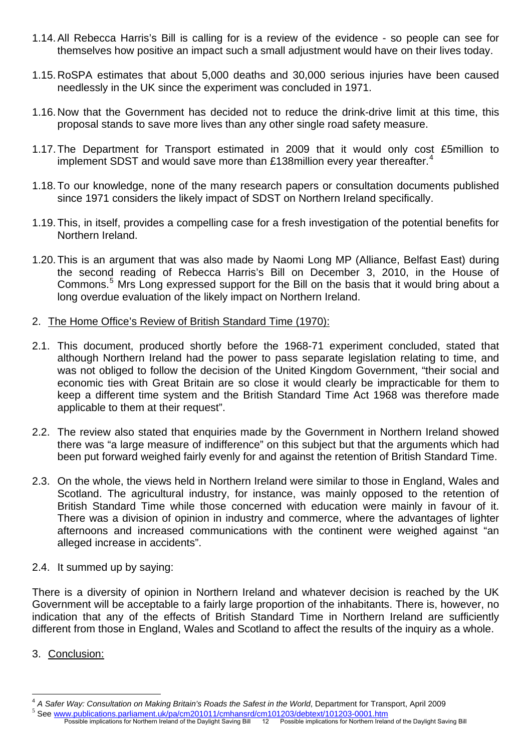1.14. All Rebecca Harris's Bill is calling for is a review of the evidence - so people can see for themselves how positive an impact such a small adjustment would have on their lives today.

1.15. RoSPA estimates that about 5,000 deaths and 30,000 serious injuries have been caused needlessly in the UK since the experiment was concluded in 1971.

1.16. Now that the Government has decided not to reduce the drink-drive limit at this time, this proposal stands to save more lives than any other single road safety measure.

1.17. The Department for Transport estimated in 2009 that it would only cost £5million to implement SDST and would save more than £138million every year thereafter.[4]

1.18. To our knowledge, none of the many research papers or consultation documents published since 1971 considers the likely impact of SDST on Northern Ireland specifically.

1.19. This, in itself, provides a compelling case for a fresh investigation of the potential benefits for Northern Ireland.

1.20. This is an argument that was also made by Naomi Long MP (Alliance, Belfast East) during the second reading of Rebecca Harris's Bill on December 3, 2010, in the House of Commons.[5] Mrs Long expressed support for the Bill on the basis that it would bring about a long overdue evaluation of the likely impact on Northern Ireland.

## 2. The Home Office's Review of British Standard Time (1970):

2.1. This document, produced shortly before the 1968-71 experiment concluded, stated that although Northern Ireland had the power to pass separate legislation relating to time, and was not obliged to follow the decision of the United Kingdom Government, "their social and economic ties with Great Britain are so close it would clearly be impracticable for them to keep a different time system and the British Standard Time Act 1968 was therefore made applicable to them at their request".

2.2. The review also stated that enquiries made by the Government in Northern Ireland showed there was "a large measure of indifference" on this subject but that the arguments which had been put forward weighed fairly evenly for and against the retention of British Standard Time.

2.3. On the whole, the views held in Northern Ireland were similar to those in England, Wales and Scotland. The agricultural industry, for instance, was mainly opposed to the retention of British Standard Time while those concerned with education were mainly in favour of it. There was a division of opinion in industry and commerce, where the advantages of lighter afternoons and increased communications with the continent were weighed against "an alleged increase in accidents".

2.4. It summed up by saying:

There is a diversity of opinion in Northern Ireland and whatever decision is reached by the UK Government will be acceptable to a fairly large proportion of the inhabitants. There is, however, no indication that any of the effects of British Standard Time in Northern Ireland are sufficiently different from those in England, Wales and Scotland to affect the results of the inquiry as a whole.

## 3. Conclusion:

---

[4] *A Safer Way: Consultation on Making Britain's Roads the Safest in the World*, Department for Transport, April 2009

[5] See www.publications.parliament.uk/pa/cm201011/cmhansrd/cm101203/debtext/101203-0001.htm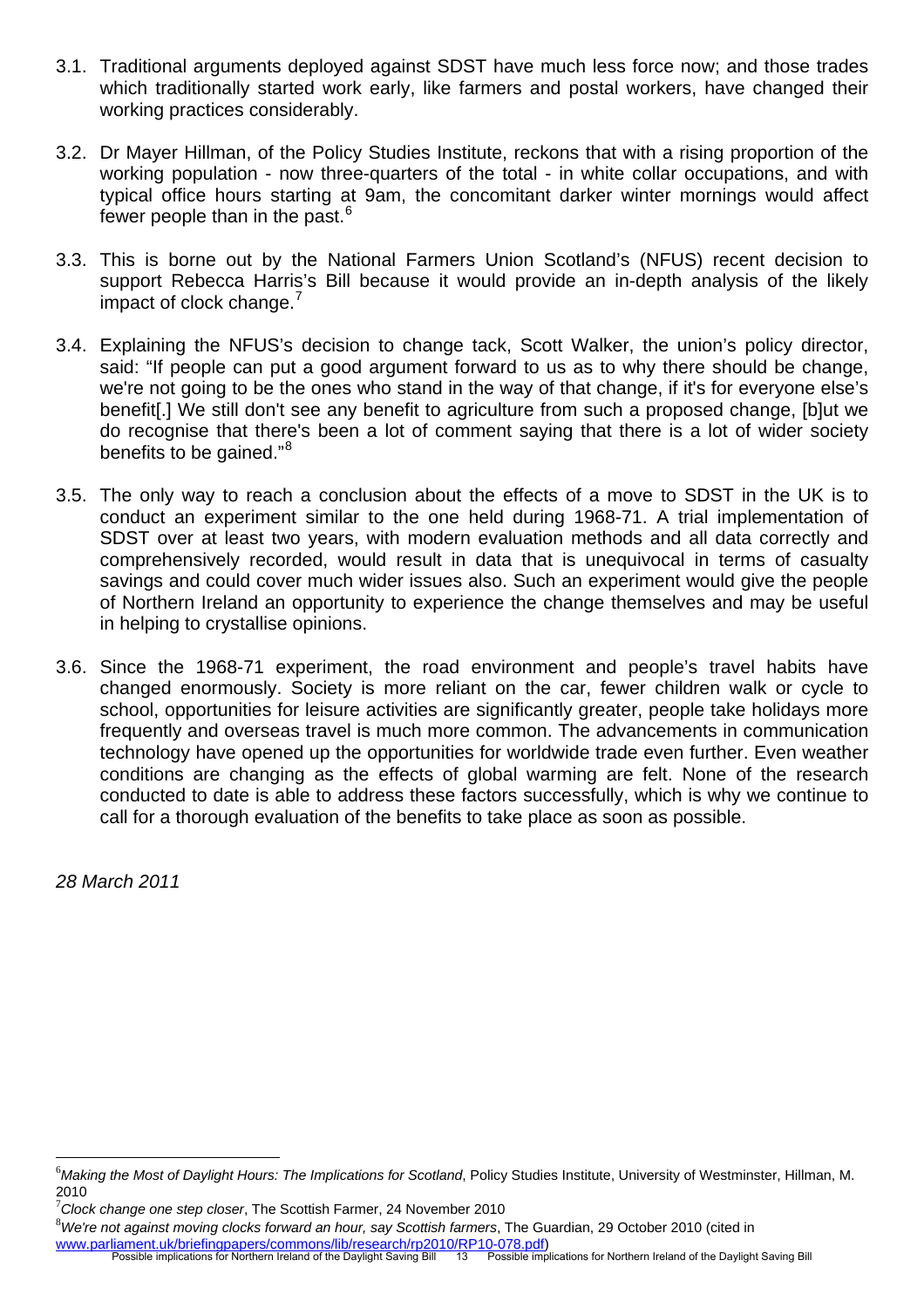3.1. Traditional arguments deployed against SDST have much less force now; and those trades which traditionally started work early, like farmers and postal workers, have changed their working practices considerably.

3.2. Dr Mayer Hillman, of the Policy Studies Institute, reckons that with a rising proportion of the working population - now three-quarters of the total - in white collar occupations, and with typical office hours starting at 9am, the concomitant darker winter mornings would affect fewer people than in the past.[6]

3.3. This is borne out by the National Farmers Union Scotland's (NFUS) recent decision to support Rebecca Harris's Bill because it would provide an in-depth analysis of the likely impact of clock change.[7]

3.4. Explaining the NFUS's decision to change tack, Scott Walker, the union's policy director, said: "If people can put a good argument forward to us as to why there should be change, we're not going to be the ones who stand in the way of that change, if it's for everyone else's benefit[.] We still don't see any benefit to agriculture from such a proposed change, [b]ut we do recognise that there's been a lot of comment saying that there is a lot of wider society benefits to be gained."[8]

3.5. The only way to reach a conclusion about the effects of a move to SDST in the UK is to conduct an experiment similar to the one held during 1968-71. A trial implementation of SDST over at least two years, with modern evaluation methods and all data correctly and comprehensively recorded, would result in data that is unequivocal in terms of casualty savings and could cover much wider issues also. Such an experiment would give the people of Northern Ireland an opportunity to experience the change themselves and may be useful in helping to crystallise opinions.

3.6. Since the 1968-71 experiment, the road environment and people's travel habits have changed enormously. Society is more reliant on the car, fewer children walk or cycle to school, opportunities for leisure activities are significantly greater, people take holidays more frequently and overseas travel is much more common. The advancements in communication technology have opened up the opportunities for worldwide trade even further. Even weather conditions are changing as the effects of global warming are felt. None of the research conducted to date is able to address these factors successfully, which is why we continue to call for a thorough evaluation of the benefits to take place as soon as possible.

*28 March 2011*

---

[6] *Making the Most of Daylight Hours: The Implications for Scotland*, Policy Studies Institute, University of Westminster, Hillman, M. 2010

[7] *Clock change one step closer*, The Scottish Farmer, 24 November 2010

[8] *We're not against moving clocks forward an hour, say Scottish farmers*, The Guardian, 29 October 2010 (cited in www.parliament.uk/briefingpapers/commons/lib/research/rp2010/RP10-078.pdf)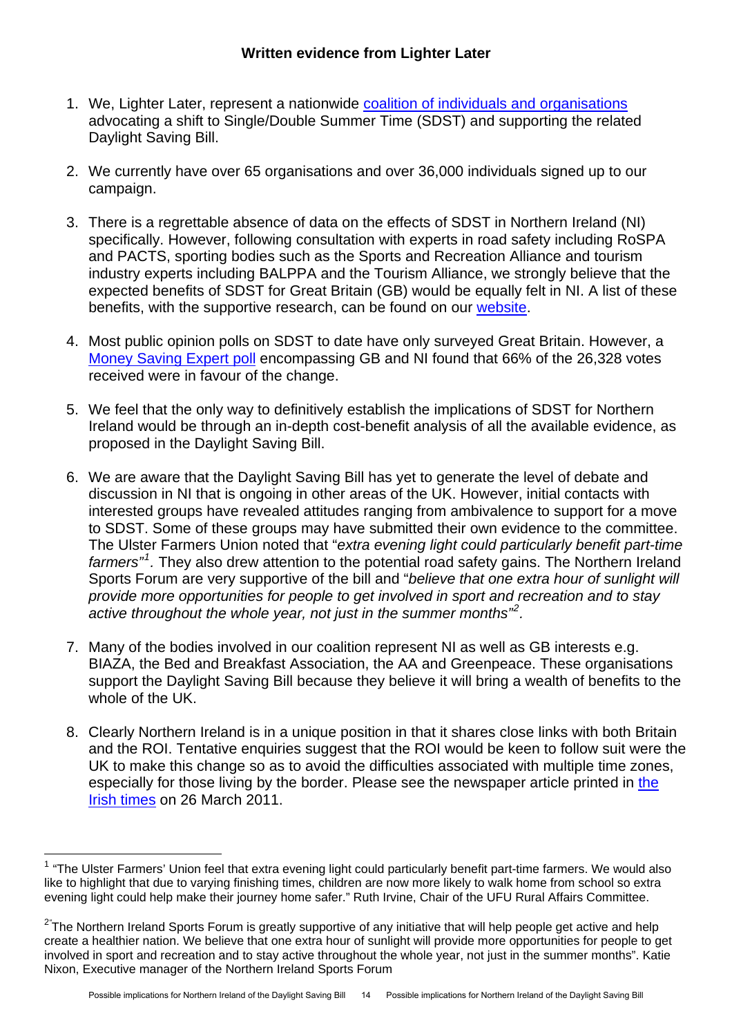### Written evidence from Lighter Later

1. We, Lighter Later, represent a nationwide coalition of individuals and organisations advocating a shift to Single/Double Summer Time (SDST) and supporting the related Daylight Saving Bill.

2. We currently have over 65 organisations and over 36,000 individuals signed up to our campaign.

3. There is a regrettable absence of data on the effects of SDST in Northern Ireland (NI) specifically. However, following consultation with experts in road safety including RoSPA and PACTS, sporting bodies such as the Sports and Recreation Alliance and tourism industry experts including BALPPA and the Tourism Alliance, we strongly believe that the expected benefits of SDST for Great Britain (GB) would be equally felt in NI. A list of these benefits, with the supportive research, can be found on our website.

4. Most public opinion polls on SDST to date have only surveyed Great Britain. However, a Money Saving Expert poll encompassing GB and NI found that 66% of the 26,328 votes received were in favour of the change.

5. We feel that the only way to definitively establish the implications of SDST for Northern Ireland would be through an in-depth cost-benefit analysis of all the available evidence, as proposed in the Daylight Saving Bill.

6. We are aware that the Daylight Saving Bill has yet to generate the level of debate and discussion in NI that is ongoing in other areas of the UK. However, initial contacts with interested groups have revealed attitudes ranging from ambivalence to support for a move to SDST. Some of these groups may have submitted their own evidence to the committee. The Ulster Farmers Union noted that "*extra evening light could particularly benefit part-time farmers*"[1]. They also drew attention to the potential road safety gains. The Northern Ireland Sports Forum are very supportive of the bill and "*believe that one extra hour of sunlight will provide more opportunities for people to get involved in sport and recreation and to stay active throughout the whole year, not just in the summer months*"[2].

7. Many of the bodies involved in our coalition represent NI as well as GB interests e.g. BIAZA, the Bed and Breakfast Association, the AA and Greenpeace. These organisations support the Daylight Saving Bill because they believe it will bring a wealth of benefits to the whole of the UK.

8. Clearly Northern Ireland is in a unique position in that it shares close links with both Britain and the ROI. Tentative enquiries suggest that the ROI would be keen to follow suit were the UK to make this change so as to avoid the difficulties associated with multiple time zones, especially for those living by the border. Please see the newspaper article printed in the Irish times on 26 March 2011.

---

[1] "The Ulster Farmers' Union feel that extra evening light could particularly benefit part-time farmers. We would also like to highlight that due to varying finishing times, children are now more likely to walk home from school so extra evening light could help make their journey home safer." Ruth Irvine, Chair of the UFU Rural Affairs Committee.

[2] "The Northern Ireland Sports Forum is greatly supportive of any initiative that will help people get active and help create a healthier nation. We believe that one extra hour of sunlight will provide more opportunities for people to get involved in sport and recreation and to stay active throughout the whole year, not just in the summer months". Katie Nixon, Executive manager of the Northern Ireland Sports Forum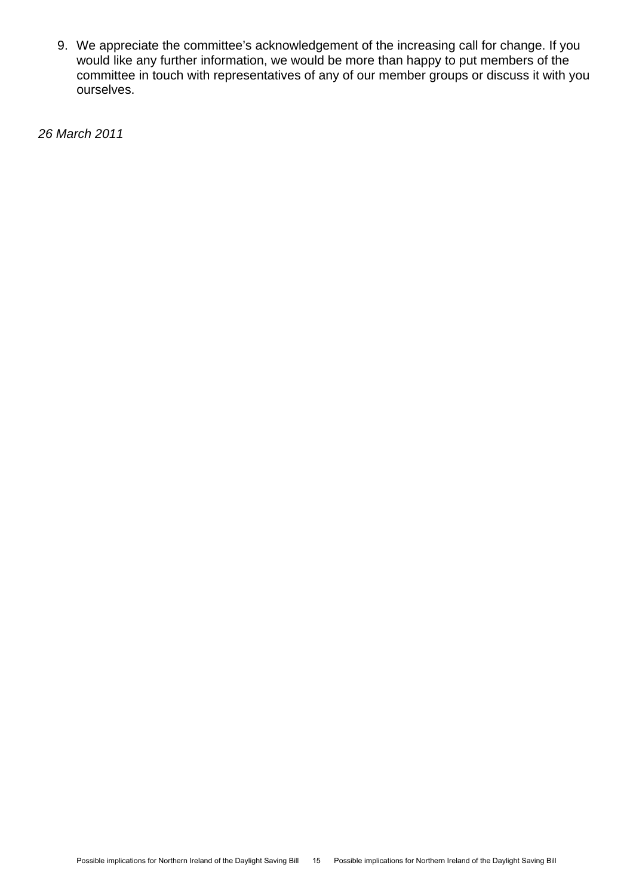9. We appreciate the committee's acknowledgement of the increasing call for change. If you would like any further information, we would be more than happy to put members of the committee in touch with representatives of any of our member groups or discuss it with you ourselves.

*26 March 2011*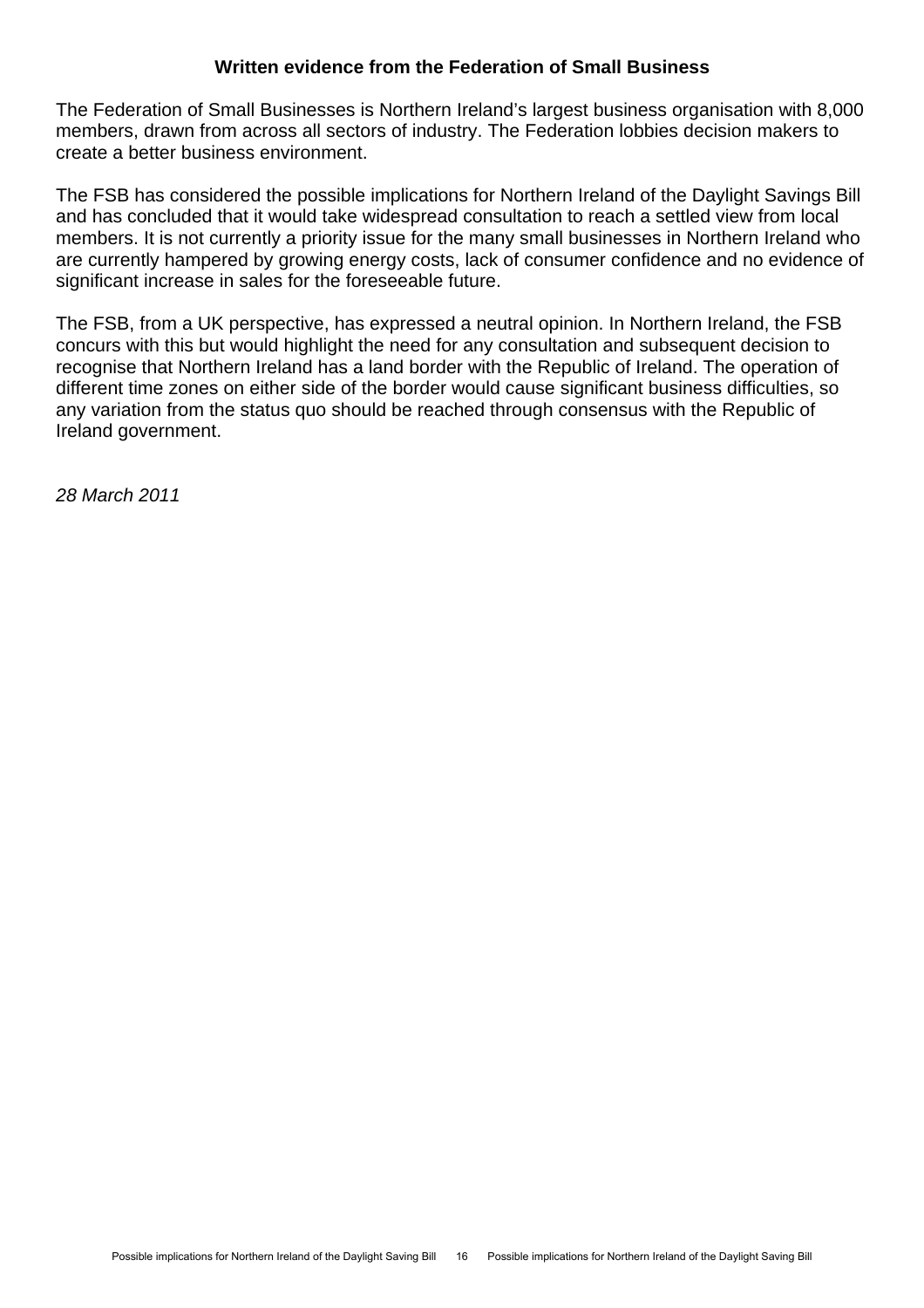**Written evidence from the Federation of Small Business**

The Federation of Small Businesses is Northern Ireland's largest business organisation with 8,000 members, drawn from across all sectors of industry. The Federation lobbies decision makers to create a better business environment.

The FSB has considered the possible implications for Northern Ireland of the Daylight Savings Bill and has concluded that it would take widespread consultation to reach a settled view from local members. It is not currently a priority issue for the many small businesses in Northern Ireland who are currently hampered by growing energy costs, lack of consumer confidence and no evidence of significant increase in sales for the foreseeable future.

The FSB, from a UK perspective, has expressed a neutral opinion. In Northern Ireland, the FSB concurs with this but would highlight the need for any consultation and subsequent decision to recognise that Northern Ireland has a land border with the Republic of Ireland. The operation of different time zones on either side of the border would cause significant business difficulties, so any variation from the status quo should be reached through consensus with the Republic of Ireland government.

*28 March 2011*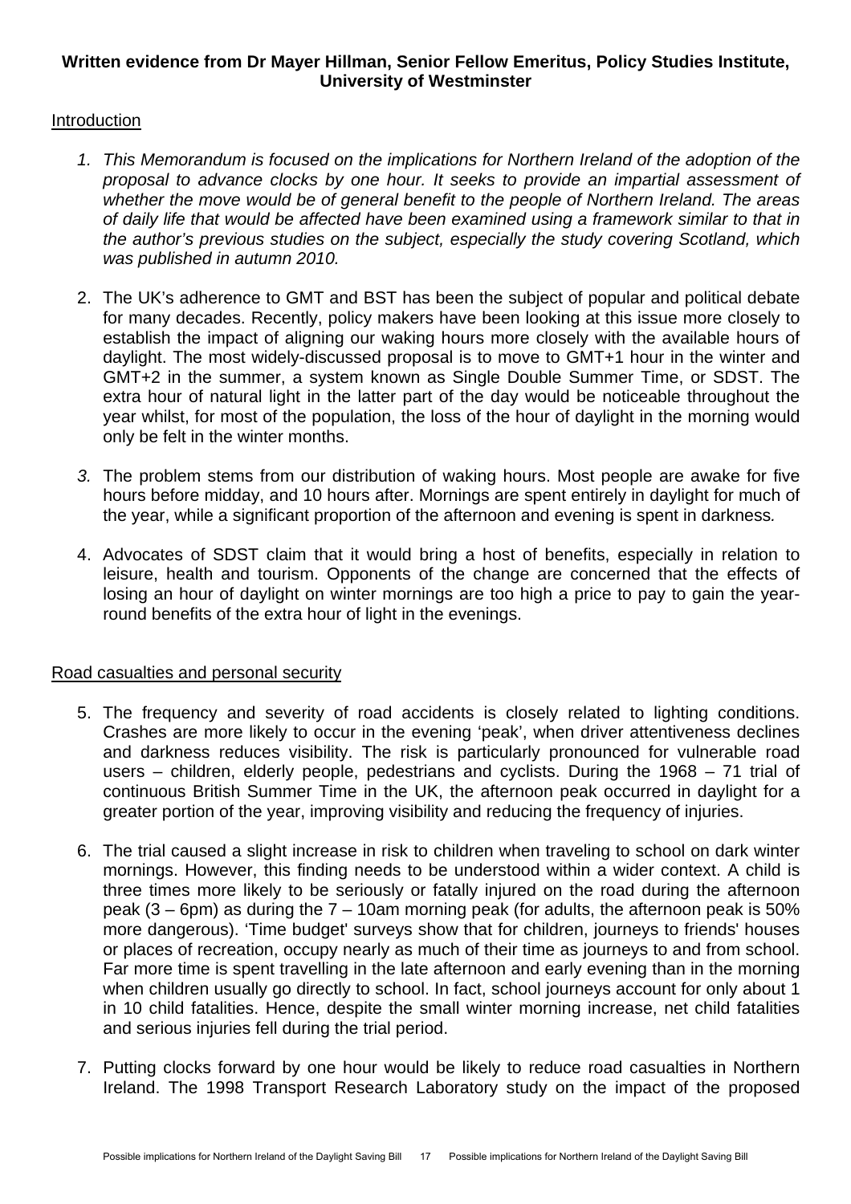**Written evidence from Dr Mayer Hillman, Senior Fellow Emeritus, Policy Studies Institute, University of Westminster**

Introduction

1. *This Memorandum is focused on the implications for Northern Ireland of the adoption of the proposal to advance clocks by one hour. It seeks to provide an impartial assessment of whether the move would be of general benefit to the people of Northern Ireland. The areas of daily life that would be affected have been examined using a framework similar to that in the author's previous studies on the subject, especially the study covering Scotland, which was published in autumn 2010.*

2. The UK's adherence to GMT and BST has been the subject of popular and political debate for many decades. Recently, policy makers have been looking at this issue more closely to establish the impact of aligning our waking hours more closely with the available hours of daylight. The most widely-discussed proposal is to move to GMT+1 hour in the winter and GMT+2 in the summer, a system known as Single Double Summer Time, or SDST. The extra hour of natural light in the latter part of the day would be noticeable throughout the year whilst, for most of the population, the loss of the hour of daylight in the morning would only be felt in the winter months.

3. The problem stems from our distribution of waking hours. Most people are awake for five hours before midday, and 10 hours after. Mornings are spent entirely in daylight for much of the year, while a significant proportion of the afternoon and evening is spent in darkness*.*

4. Advocates of SDST claim that it would bring a host of benefits, especially in relation to leisure, health and tourism. Opponents of the change are concerned that the effects of losing an hour of daylight on winter mornings are too high a price to pay to gain the year-round benefits of the extra hour of light in the evenings.

Road casualties and personal security

5. The frequency and severity of road accidents is closely related to lighting conditions. Crashes are more likely to occur in the evening 'peak', when driver attentiveness declines and darkness reduces visibility. The risk is particularly pronounced for vulnerable road users – children, elderly people, pedestrians and cyclists. During the 1968 – 71 trial of continuous British Summer Time in the UK, the afternoon peak occurred in daylight for a greater portion of the year, improving visibility and reducing the frequency of injuries.

6. The trial caused a slight increase in risk to children when traveling to school on dark winter mornings. However, this finding needs to be understood within a wider context. A child is three times more likely to be seriously or fatally injured on the road during the afternoon peak (3 – 6pm) as during the 7 – 10am morning peak (for adults, the afternoon peak is 50% more dangerous). 'Time budget' surveys show that for children, journeys to friends' houses or places of recreation, occupy nearly as much of their time as journeys to and from school. Far more time is spent travelling in the late afternoon and early evening than in the morning when children usually go directly to school. In fact, school journeys account for only about 1 in 10 child fatalities. Hence, despite the small winter morning increase, net child fatalities and serious injuries fell during the trial period.

7. Putting clocks forward by one hour would be likely to reduce road casualties in Northern Ireland. The 1998 Transport Research Laboratory study on the impact of the proposed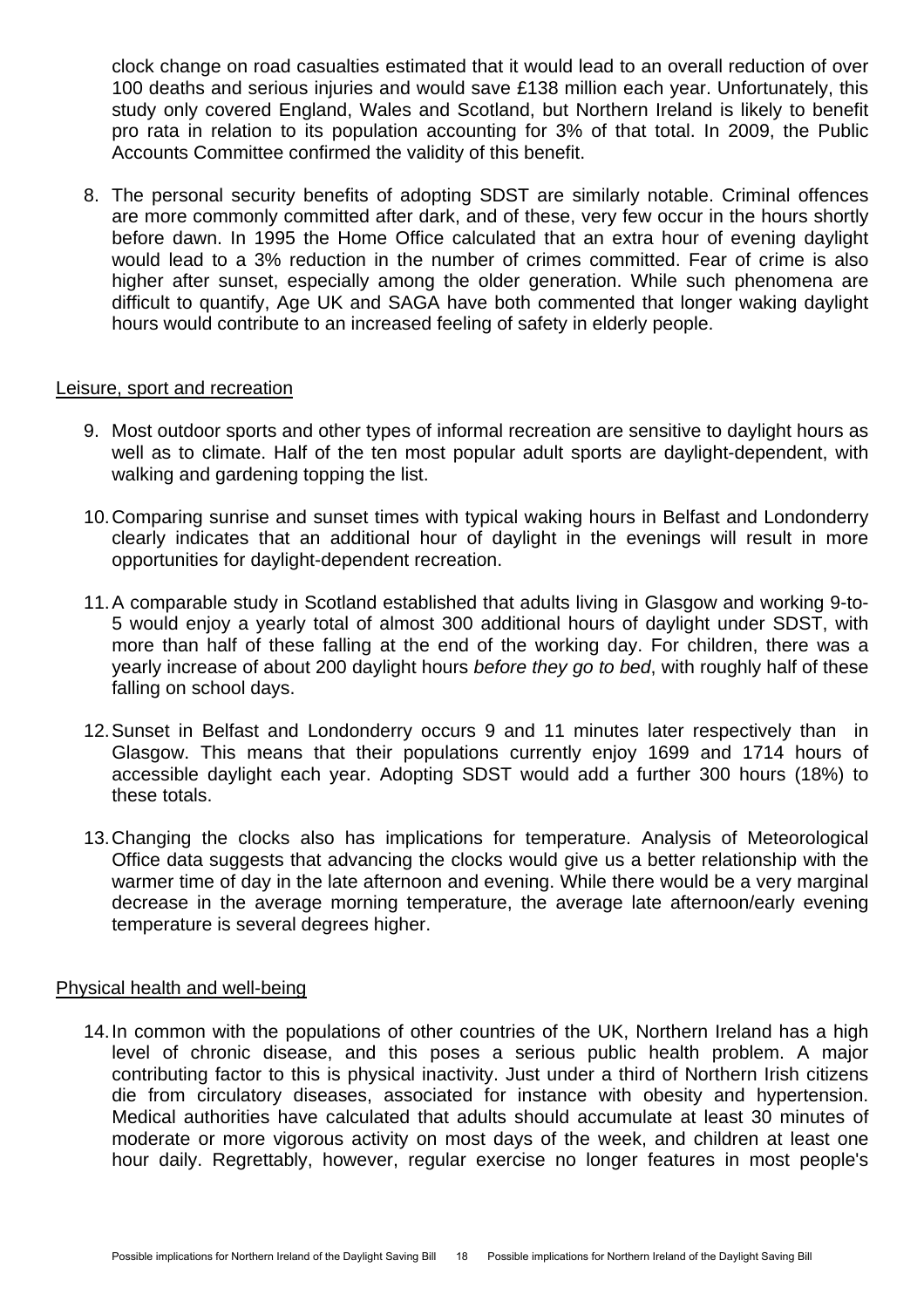clock change on road casualties estimated that it would lead to an overall reduction of over 100 deaths and serious injuries and would save £138 million each year. Unfortunately, this study only covered England, Wales and Scotland, but Northern Ireland is likely to benefit pro rata in relation to its population accounting for 3% of that total. In 2009, the Public Accounts Committee confirmed the validity of this benefit.

8. The personal security benefits of adopting SDST are similarly notable. Criminal offences are more commonly committed after dark, and of these, very few occur in the hours shortly before dawn. In 1995 the Home Office calculated that an extra hour of evening daylight would lead to a 3% reduction in the number of crimes committed. Fear of crime is also higher after sunset, especially among the older generation. While such phenomena are difficult to quantify, Age UK and SAGA have both commented that longer waking daylight hours would contribute to an increased feeling of safety in elderly people.

## Leisure, sport and recreation

9. Most outdoor sports and other types of informal recreation are sensitive to daylight hours as well as to climate. Half of the ten most popular adult sports are daylight-dependent, with walking and gardening topping the list.

10. Comparing sunrise and sunset times with typical waking hours in Belfast and Londonderry clearly indicates that an additional hour of daylight in the evenings will result in more opportunities for daylight-dependent recreation.

11. A comparable study in Scotland established that adults living in Glasgow and working 9-to-5 would enjoy a yearly total of almost 300 additional hours of daylight under SDST, with more than half of these falling at the end of the working day. For children, there was a yearly increase of about 200 daylight hours *before they go to bed*, with roughly half of these falling on school days.

12. Sunset in Belfast and Londonderry occurs 9 and 11 minutes later respectively than in Glasgow. This means that their populations currently enjoy 1699 and 1714 hours of accessible daylight each year. Adopting SDST would add a further 300 hours (18%) to these totals.

13. Changing the clocks also has implications for temperature. Analysis of Meteorological Office data suggests that advancing the clocks would give us a better relationship with the warmer time of day in the late afternoon and evening. While there would be a very marginal decrease in the average morning temperature, the average late afternoon/early evening temperature is several degrees higher.

## Physical health and well-being

14. In common with the populations of other countries of the UK, Northern Ireland has a high level of chronic disease, and this poses a serious public health problem. A major contributing factor to this is physical inactivity. Just under a third of Northern Irish citizens die from circulatory diseases, associated for instance with obesity and hypertension. Medical authorities have calculated that adults should accumulate at least 30 minutes of moderate or more vigorous activity on most days of the week, and children at least one hour daily. Regrettably, however, regular exercise no longer features in most people's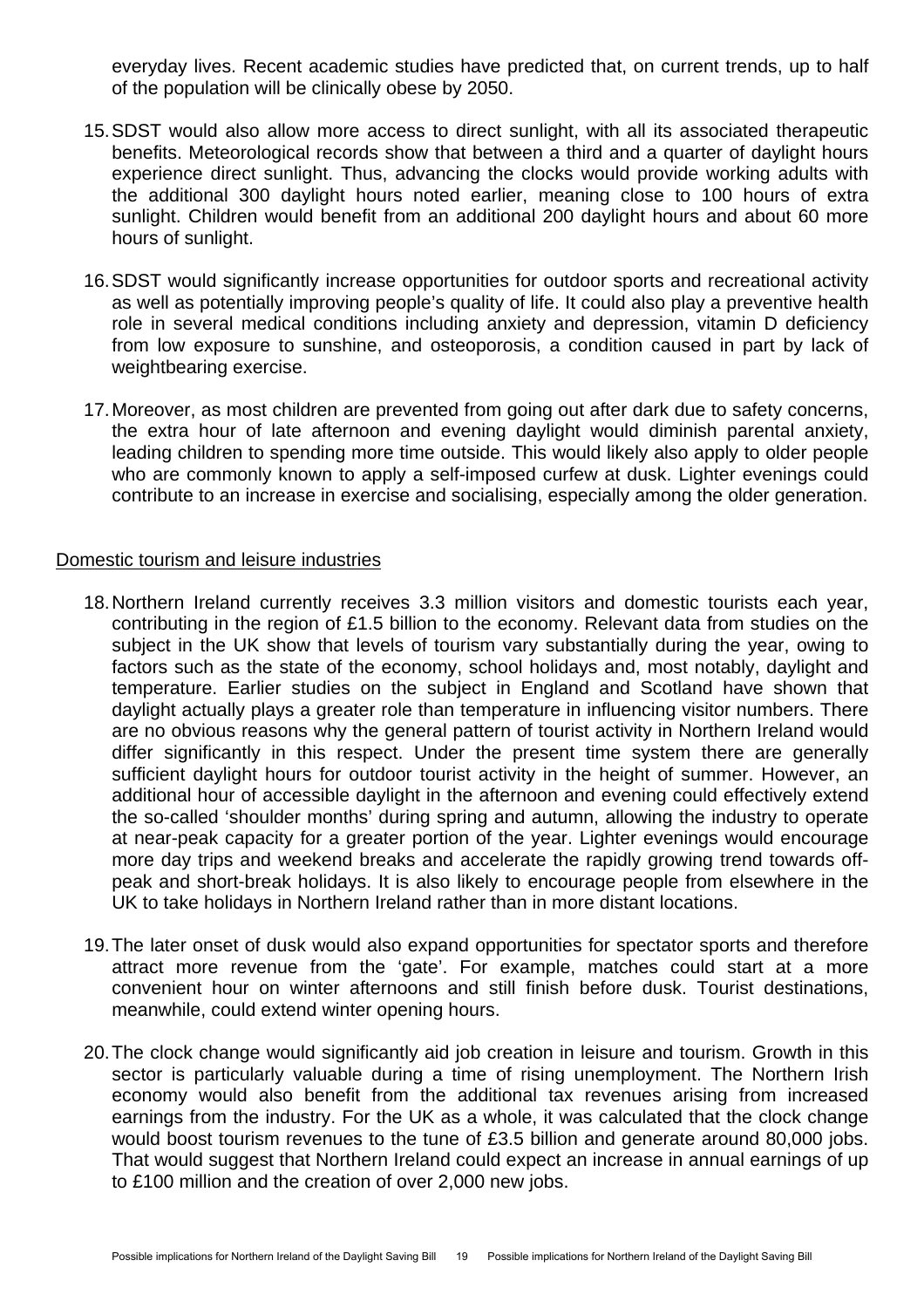everyday lives. Recent academic studies have predicted that, on current trends, up to half of the population will be clinically obese by 2050.

15. SDST would also allow more access to direct sunlight, with all its associated therapeutic benefits. Meteorological records show that between a third and a quarter of daylight hours experience direct sunlight. Thus, advancing the clocks would provide working adults with the additional 300 daylight hours noted earlier, meaning close to 100 hours of extra sunlight. Children would benefit from an additional 200 daylight hours and about 60 more hours of sunlight.

16. SDST would significantly increase opportunities for outdoor sports and recreational activity as well as potentially improving people's quality of life. It could also play a preventive health role in several medical conditions including anxiety and depression, vitamin D deficiency from low exposure to sunshine, and osteoporosis, a condition caused in part by lack of weightbearing exercise.

17. Moreover, as most children are prevented from going out after dark due to safety concerns, the extra hour of late afternoon and evening daylight would diminish parental anxiety, leading children to spending more time outside. This would likely also apply to older people who are commonly known to apply a self-imposed curfew at dusk. Lighter evenings could contribute to an increase in exercise and socialising, especially among the older generation.

<u>Domestic tourism and leisure industries</u>

18. Northern Ireland currently receives 3.3 million visitors and domestic tourists each year, contributing in the region of £1.5 billion to the economy. Relevant data from studies on the subject in the UK show that levels of tourism vary substantially during the year, owing to factors such as the state of the economy, school holidays and, most notably, daylight and temperature. Earlier studies on the subject in England and Scotland have shown that daylight actually plays a greater role than temperature in influencing visitor numbers. There are no obvious reasons why the general pattern of tourist activity in Northern Ireland would differ significantly in this respect. Under the present time system there are generally sufficient daylight hours for outdoor tourist activity in the height of summer. However, an additional hour of accessible daylight in the afternoon and evening could effectively extend the so-called 'shoulder months' during spring and autumn, allowing the industry to operate at near-peak capacity for a greater portion of the year. Lighter evenings would encourage more day trips and weekend breaks and accelerate the rapidly growing trend towards off-peak and short-break holidays. It is also likely to encourage people from elsewhere in the UK to take holidays in Northern Ireland rather than in more distant locations.

19. The later onset of dusk would also expand opportunities for spectator sports and therefore attract more revenue from the 'gate'. For example, matches could start at a more convenient hour on winter afternoons and still finish before dusk. Tourist destinations, meanwhile, could extend winter opening hours.

20. The clock change would significantly aid job creation in leisure and tourism. Growth in this sector is particularly valuable during a time of rising unemployment. The Northern Irish economy would also benefit from the additional tax revenues arising from increased earnings from the industry. For the UK as a whole, it was calculated that the clock change would boost tourism revenues to the tune of £3.5 billion and generate around 80,000 jobs. That would suggest that Northern Ireland could expect an increase in annual earnings of up to £100 million and the creation of over 2,000 new jobs.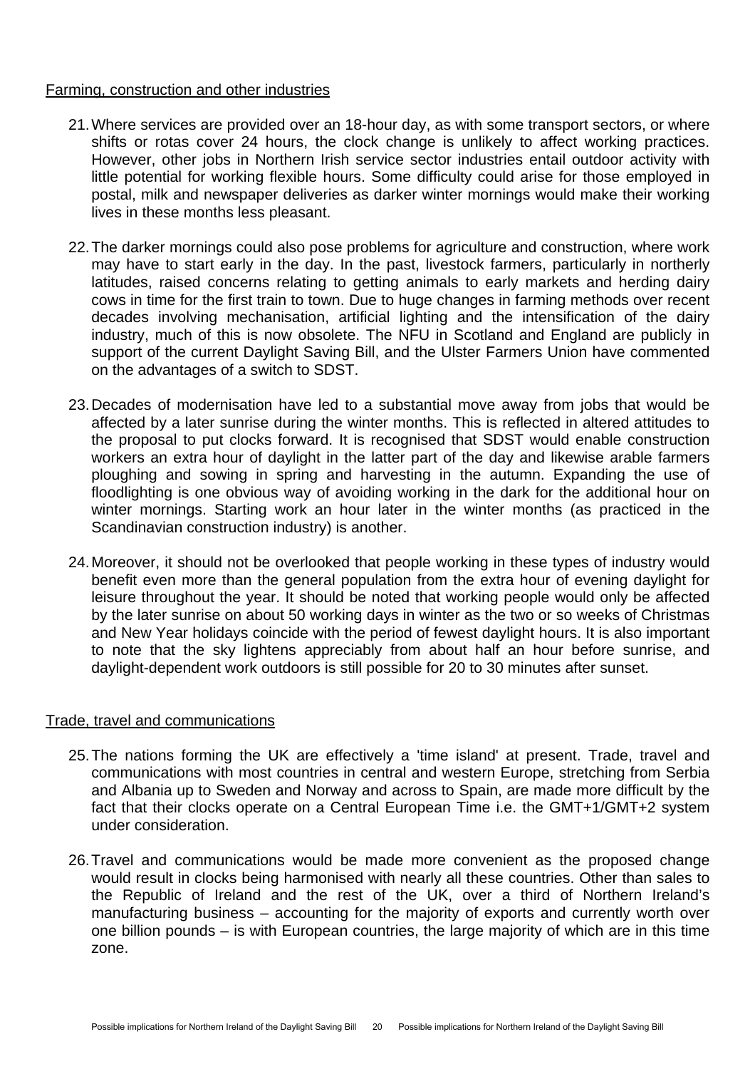Farming, construction and other industries

21. Where services are provided over an 18-hour day, as with some transport sectors, or where shifts or rotas cover 24 hours, the clock change is unlikely to affect working practices. However, other jobs in Northern Irish service sector industries entail outdoor activity with little potential for working flexible hours. Some difficulty could arise for those employed in postal, milk and newspaper deliveries as darker winter mornings would make their working lives in these months less pleasant.

22. The darker mornings could also pose problems for agriculture and construction, where work may have to start early in the day. In the past, livestock farmers, particularly in northerly latitudes, raised concerns relating to getting animals to early markets and herding dairy cows in time for the first train to town. Due to huge changes in farming methods over recent decades involving mechanisation, artificial lighting and the intensification of the dairy industry, much of this is now obsolete. The NFU in Scotland and England are publicly in support of the current Daylight Saving Bill, and the Ulster Farmers Union have commented on the advantages of a switch to SDST.

23. Decades of modernisation have led to a substantial move away from jobs that would be affected by a later sunrise during the winter months. This is reflected in altered attitudes to the proposal to put clocks forward. It is recognised that SDST would enable construction workers an extra hour of daylight in the latter part of the day and likewise arable farmers ploughing and sowing in spring and harvesting in the autumn. Expanding the use of floodlighting is one obvious way of avoiding working in the dark for the additional hour on winter mornings. Starting work an hour later in the winter months (as practiced in the Scandinavian construction industry) is another.

24. Moreover, it should not be overlooked that people working in these types of industry would benefit even more than the general population from the extra hour of evening daylight for leisure throughout the year. It should be noted that working people would only be affected by the later sunrise on about 50 working days in winter as the two or so weeks of Christmas and New Year holidays coincide with the period of fewest daylight hours. It is also important to note that the sky lightens appreciably from about half an hour before sunrise, and daylight-dependent work outdoors is still possible for 20 to 30 minutes after sunset.

Trade, travel and communications

25. The nations forming the UK are effectively a 'time island' at present. Trade, travel and communications with most countries in central and western Europe, stretching from Serbia and Albania up to Sweden and Norway and across to Spain, are made more difficult by the fact that their clocks operate on a Central European Time i.e. the GMT+1/GMT+2 system under consideration.

26. Travel and communications would be made more convenient as the proposed change would result in clocks being harmonised with nearly all these countries. Other than sales to the Republic of Ireland and the rest of the UK, over a third of Northern Ireland's manufacturing business – accounting for the majority of exports and currently worth over one billion pounds – is with European countries, the large majority of which are in this time zone.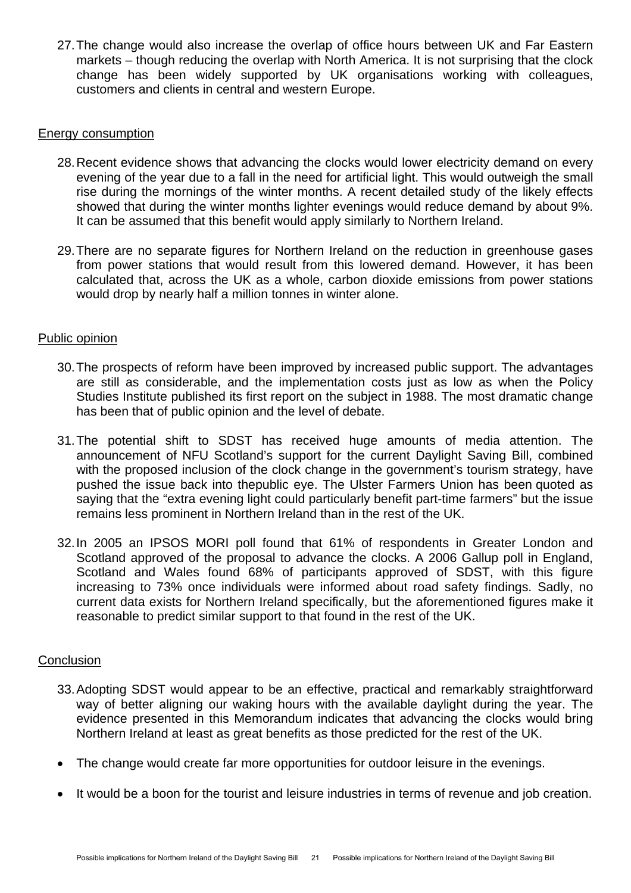27. The change would also increase the overlap of office hours between UK and Far Eastern markets – though reducing the overlap with North America. It is not surprising that the clock change has been widely supported by UK organisations working with colleagues, customers and clients in central and western Europe.

Energy consumption

28. Recent evidence shows that advancing the clocks would lower electricity demand on every evening of the year due to a fall in the need for artificial light. This would outweigh the small rise during the mornings of the winter months. A recent detailed study of the likely effects showed that during the winter months lighter evenings would reduce demand by about 9%. It can be assumed that this benefit would apply similarly to Northern Ireland.

29. There are no separate figures for Northern Ireland on the reduction in greenhouse gases from power stations that would result from this lowered demand. However, it has been calculated that, across the UK as a whole, carbon dioxide emissions from power stations would drop by nearly half a million tonnes in winter alone.

Public opinion

30. The prospects of reform have been improved by increased public support. The advantages are still as considerable, and the implementation costs just as low as when the Policy Studies Institute published its first report on the subject in 1988. The most dramatic change has been that of public opinion and the level of debate.

31. The potential shift to SDST has received huge amounts of media attention. The announcement of NFU Scotland's support for the current Daylight Saving Bill, combined with the proposed inclusion of the clock change in the government's tourism strategy, have pushed the issue back into thepublic eye. The Ulster Farmers Union has been quoted as saying that the "extra evening light could particularly benefit part-time farmers" but the issue remains less prominent in Northern Ireland than in the rest of the UK.

32. In 2005 an IPSOS MORI poll found that 61% of respondents in Greater London and Scotland approved of the proposal to advance the clocks. A 2006 Gallup poll in England, Scotland and Wales found 68% of participants approved of SDST, with this figure increasing to 73% once individuals were informed about road safety findings. Sadly, no current data exists for Northern Ireland specifically, but the aforementioned figures make it reasonable to predict similar support to that found in the rest of the UK.

Conclusion

33. Adopting SDST would appear to be an effective, practical and remarkably straightforward way of better aligning our waking hours with the available daylight during the year. The evidence presented in this Memorandum indicates that advancing the clocks would bring Northern Ireland at least as great benefits as those predicted for the rest of the UK.

- The change would create far more opportunities for outdoor leisure in the evenings.
- It would be a boon for the tourist and leisure industries in terms of revenue and job creation.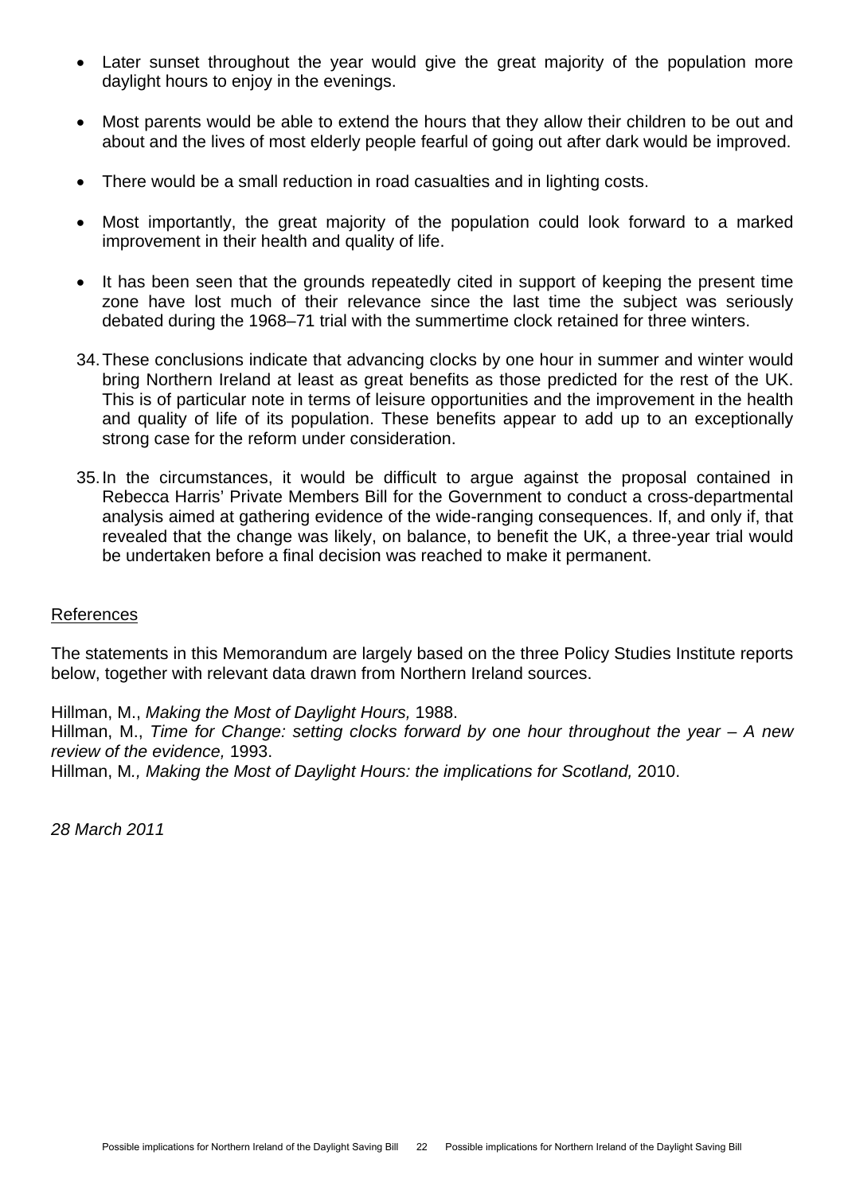- Later sunset throughout the year would give the great majority of the population more daylight hours to enjoy in the evenings.

- Most parents would be able to extend the hours that they allow their children to be out and about and the lives of most elderly people fearful of going out after dark would be improved.

- There would be a small reduction in road casualties and in lighting costs.

- Most importantly, the great majority of the population could look forward to a marked improvement in their health and quality of life.

- It has been seen that the grounds repeatedly cited in support of keeping the present time zone have lost much of their relevance since the last time the subject was seriously debated during the 1968–71 trial with the summertime clock retained for three winters.

34. These conclusions indicate that advancing clocks by one hour in summer and winter would bring Northern Ireland at least as great benefits as those predicted for the rest of the UK. This is of particular note in terms of leisure opportunities and the improvement in the health and quality of life of its population. These benefits appear to add up to an exceptionally strong case for the reform under consideration.

35. In the circumstances, it would be difficult to argue against the proposal contained in Rebecca Harris' Private Members Bill for the Government to conduct a cross-departmental analysis aimed at gathering evidence of the wide-ranging consequences. If, and only if, that revealed that the change was likely, on balance, to benefit the UK, a three-year trial would be undertaken before a final decision was reached to make it permanent.

References

The statements in this Memorandum are largely based on the three Policy Studies Institute reports below, together with relevant data drawn from Northern Ireland sources.

Hillman, M., *Making the Most of Daylight Hours,* 1988.
Hillman, M., *Time for Change: setting clocks forward by one hour throughout the year – A new review of the evidence,* 1993.
Hillman, M*., Making the Most of Daylight Hours: the implications for Scotland,* 2010.

*28 March 2011*